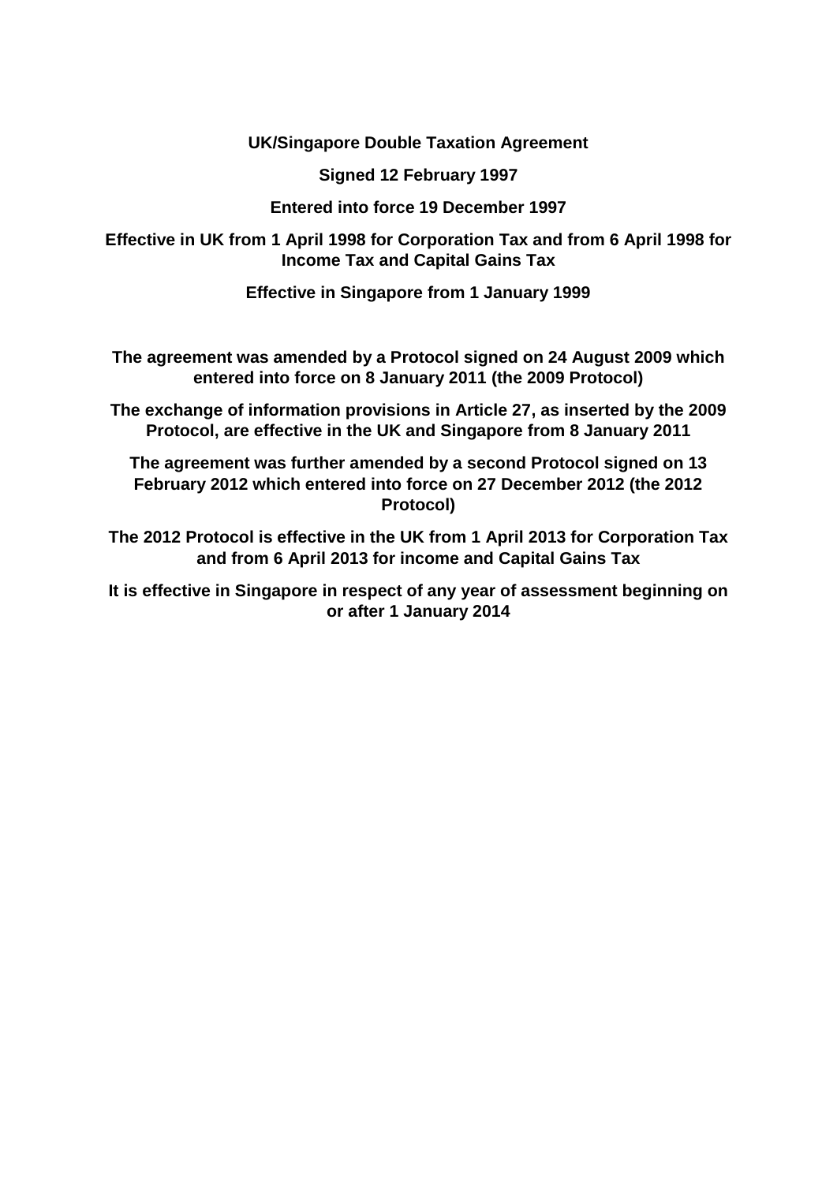**UK/Singapore Double Taxation Agreement**

**Signed 12 February 1997**

**Entered into force 19 December 1997**

**Effective in UK from 1 April 1998 for Corporation Tax and from 6 April 1998 for Income Tax and Capital Gains Tax**

**Effective in Singapore from 1 January 1999**

**The agreement was amended by a Protocol signed on 24 August 2009 which entered into force on 8 January 2011 (the 2009 Protocol)**

**The exchange of information provisions in Article 27, as inserted by the 2009 Protocol, are effective in the UK and Singapore from 8 January 2011**

**The agreement was further amended by a second Protocol signed on 13 February 2012 which entered into force on 27 December 2012 (the 2012 Protocol)**

**The 2012 Protocol is effective in the UK from 1 April 2013 for Corporation Tax and from 6 April 2013 for income and Capital Gains Tax**

**It is effective in Singapore in respect of any year of assessment beginning on or after 1 January 2014**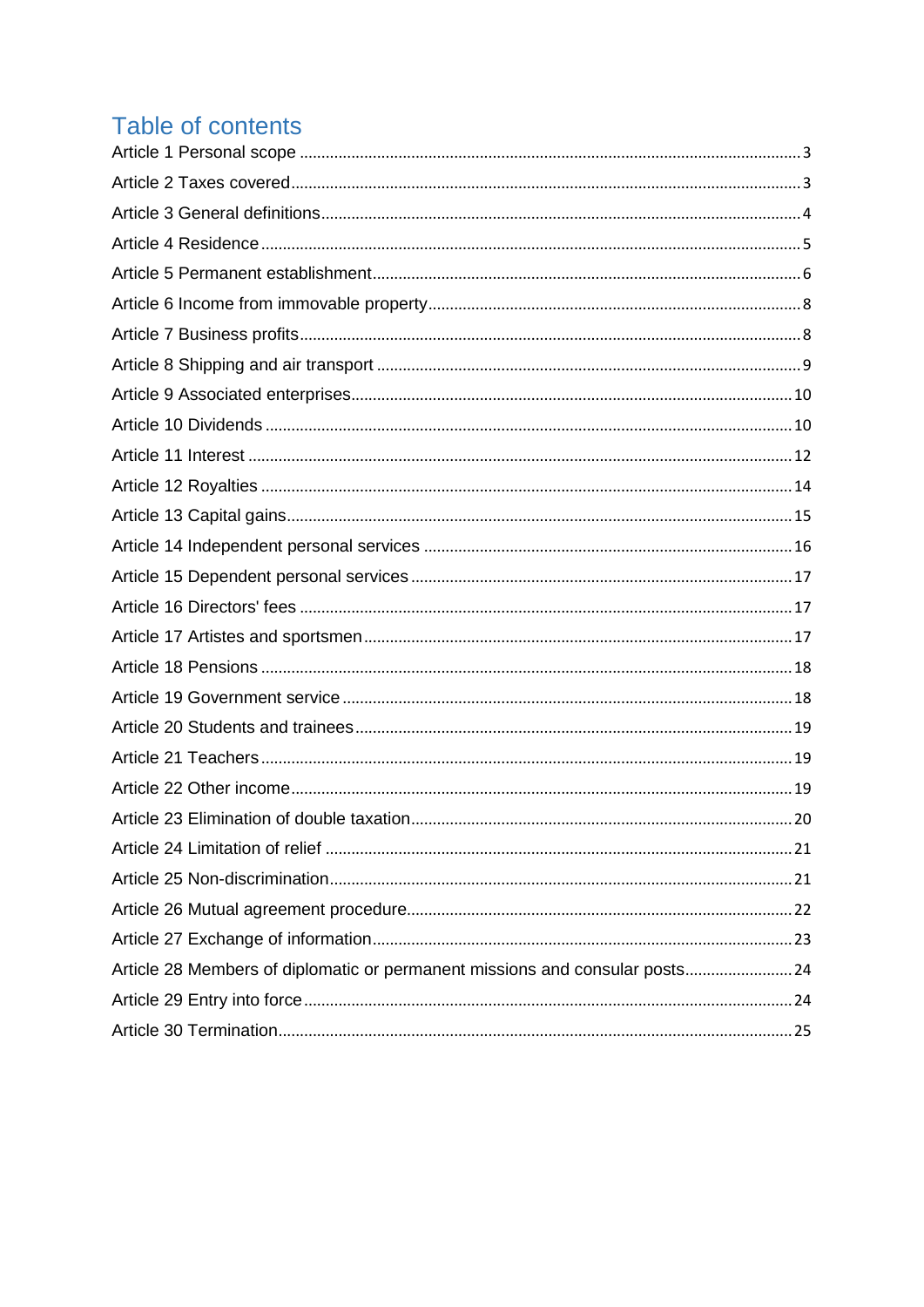# Table of contents

Article 1 Personal scope ........ 3
Article 2 Taxes covered ........ 3
Article 3 General definitions ........ 4
Article 4 Residence ........ 5
Article 5 Permanent establishment ........ 6
Article 6 Income from immovable property ........ 8
Article 7 Business profits ........ 8
Article 8 Shipping and air transport ........ 9
Article 9 Associated enterprises ........ 10
Article 10 Dividends ........ 10
Article 11 Interest ........ 12
Article 12 Royalties ........ 14
Article 13 Capital gains ........ 15
Article 14 Independent personal services ........ 16
Article 15 Dependent personal services ........ 17
Article 16 Directors' fees ........ 17
Article 17 Artistes and sportsmen ........ 17
Article 18 Pensions ........ 18
Article 19 Government service ........ 18
Article 20 Students and trainees ........ 19
Article 21 Teachers ........ 19
Article 22 Other income ........ 19
Article 23 Elimination of double taxation ........ 20
Article 24 Limitation of relief ........ 21
Article 25 Non-discrimination ........ 21
Article 26 Mutual agreement procedure ........ 22
Article 27 Exchange of information ........ 23
Article 28 Members of diplomatic or permanent missions and consular posts ........ 24
Article 29 Entry into force ........ 24
Article 30 Termination ........ 25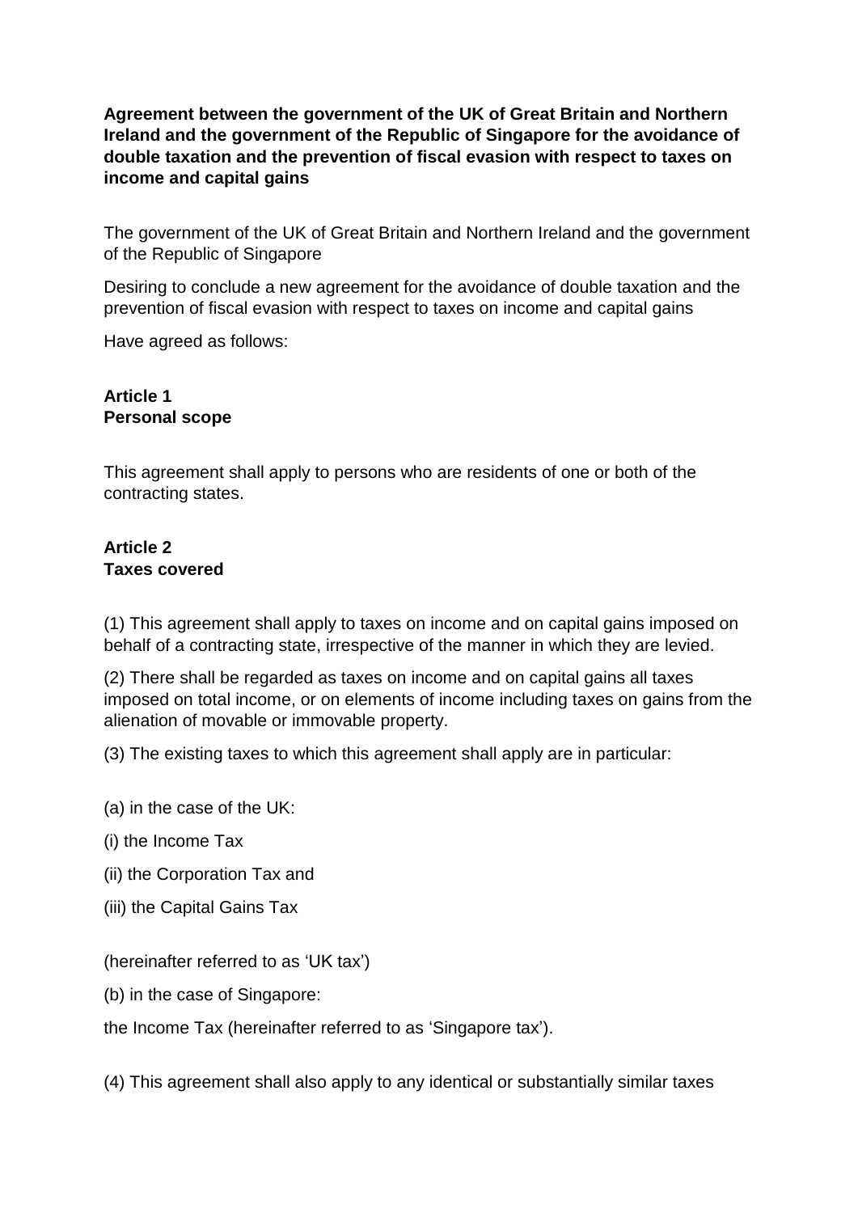**Agreement between the government of the UK of Great Britain and Northern Ireland and the government of the Republic of Singapore for the avoidance of double taxation and the prevention of fiscal evasion with respect to taxes on income and capital gains**

The government of the UK of Great Britain and Northern Ireland and the government of the Republic of Singapore

Desiring to conclude a new agreement for the avoidance of double taxation and the prevention of fiscal evasion with respect to taxes on income and capital gains

Have agreed as follows:

**Article 1**
**Personal scope**

This agreement shall apply to persons who are residents of one or both of the contracting states.

**Article 2**
**Taxes covered**

(1) This agreement shall apply to taxes on income and on capital gains imposed on behalf of a contracting state, irrespective of the manner in which they are levied.

(2) There shall be regarded as taxes on income and on capital gains all taxes imposed on total income, or on elements of income including taxes on gains from the alienation of movable or immovable property.

(3) The existing taxes to which this agreement shall apply are in particular:

(a) in the case of the UK:

(i) the Income Tax

(ii) the Corporation Tax and

(iii) the Capital Gains Tax

(hereinafter referred to as 'UK tax')

(b) in the case of Singapore:

the Income Tax (hereinafter referred to as 'Singapore tax').

(4) This agreement shall also apply to any identical or substantially similar taxes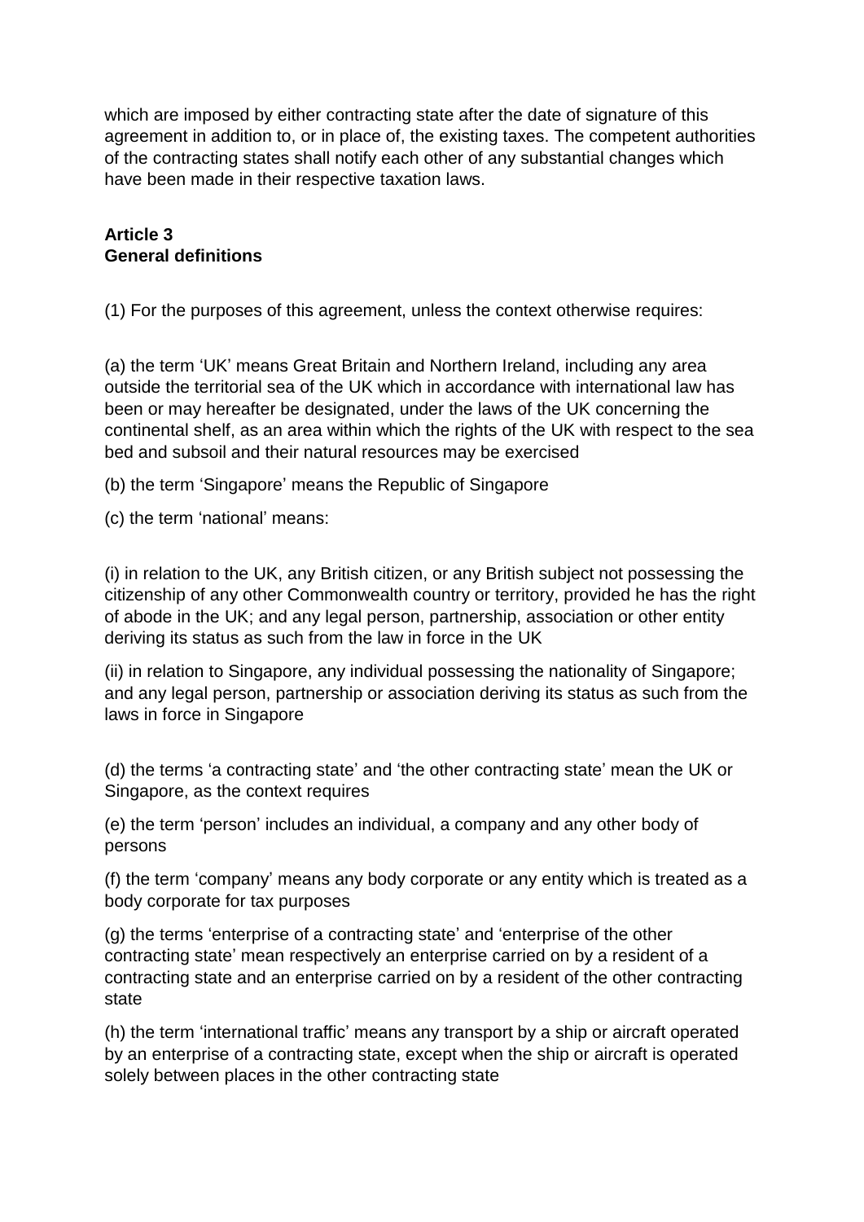which are imposed by either contracting state after the date of signature of this agreement in addition to, or in place of, the existing taxes. The competent authorities of the contracting states shall notify each other of any substantial changes which have been made in their respective taxation laws.

**Article 3**
**General definitions**

(1) For the purposes of this agreement, unless the context otherwise requires:

(a) the term 'UK' means Great Britain and Northern Ireland, including any area outside the territorial sea of the UK which in accordance with international law has been or may hereafter be designated, under the laws of the UK concerning the continental shelf, as an area within which the rights of the UK with respect to the sea bed and subsoil and their natural resources may be exercised

(b) the term 'Singapore' means the Republic of Singapore

(c) the term 'national' means:

(i) in relation to the UK, any British citizen, or any British subject not possessing the citizenship of any other Commonwealth country or territory, provided he has the right of abode in the UK; and any legal person, partnership, association or other entity deriving its status as such from the law in force in the UK

(ii) in relation to Singapore, any individual possessing the nationality of Singapore; and any legal person, partnership or association deriving its status as such from the laws in force in Singapore

(d) the terms 'a contracting state' and 'the other contracting state' mean the UK or Singapore, as the context requires

(e) the term 'person' includes an individual, a company and any other body of persons

(f) the term 'company' means any body corporate or any entity which is treated as a body corporate for tax purposes

(g) the terms 'enterprise of a contracting state' and 'enterprise of the other contracting state' mean respectively an enterprise carried on by a resident of a contracting state and an enterprise carried on by a resident of the other contracting state

(h) the term 'international traffic' means any transport by a ship or aircraft operated by an enterprise of a contracting state, except when the ship or aircraft is operated solely between places in the other contracting state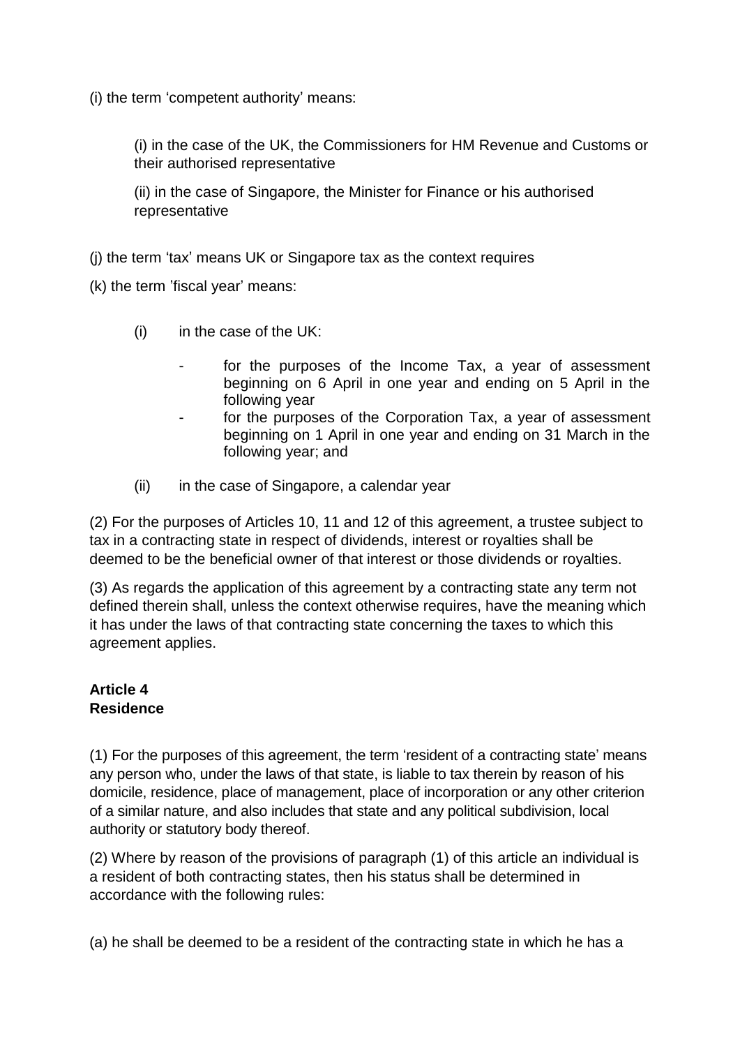(i) the term ‘competent authority’ means:

(i) in the case of the UK, the Commissioners for HM Revenue and Customs or their authorised representative

(ii) in the case of Singapore, the Minister for Finance or his authorised representative

(j) the term ‘tax’ means UK or Singapore tax as the context requires

(k) the term ’fiscal year’ means:

(i) in the case of the UK:

- for the purposes of the Income Tax, a year of assessment beginning on 6 April in one year and ending on 5 April in the following year
- for the purposes of the Corporation Tax, a year of assessment beginning on 1 April in one year and ending on 31 March in the following year; and

(ii) in the case of Singapore, a calendar year

(2) For the purposes of Articles 10, 11 and 12 of this agreement, a trustee subject to tax in a contracting state in respect of dividends, interest or royalties shall be deemed to be the beneficial owner of that interest or those dividends or royalties.

(3) As regards the application of this agreement by a contracting state any term not defined therein shall, unless the context otherwise requires, have the meaning which it has under the laws of that contracting state concerning the taxes to which this agreement applies.

**Article 4**
**Residence**

(1) For the purposes of this agreement, the term ‘resident of a contracting state’ means any person who, under the laws of that state, is liable to tax therein by reason of his domicile, residence, place of management, place of incorporation or any other criterion of a similar nature, and also includes that state and any political subdivision, local authority or statutory body thereof.

(2) Where by reason of the provisions of paragraph (1) of this article an individual is a resident of both contracting states, then his status shall be determined in accordance with the following rules:

(a) he shall be deemed to be a resident of the contracting state in which he has a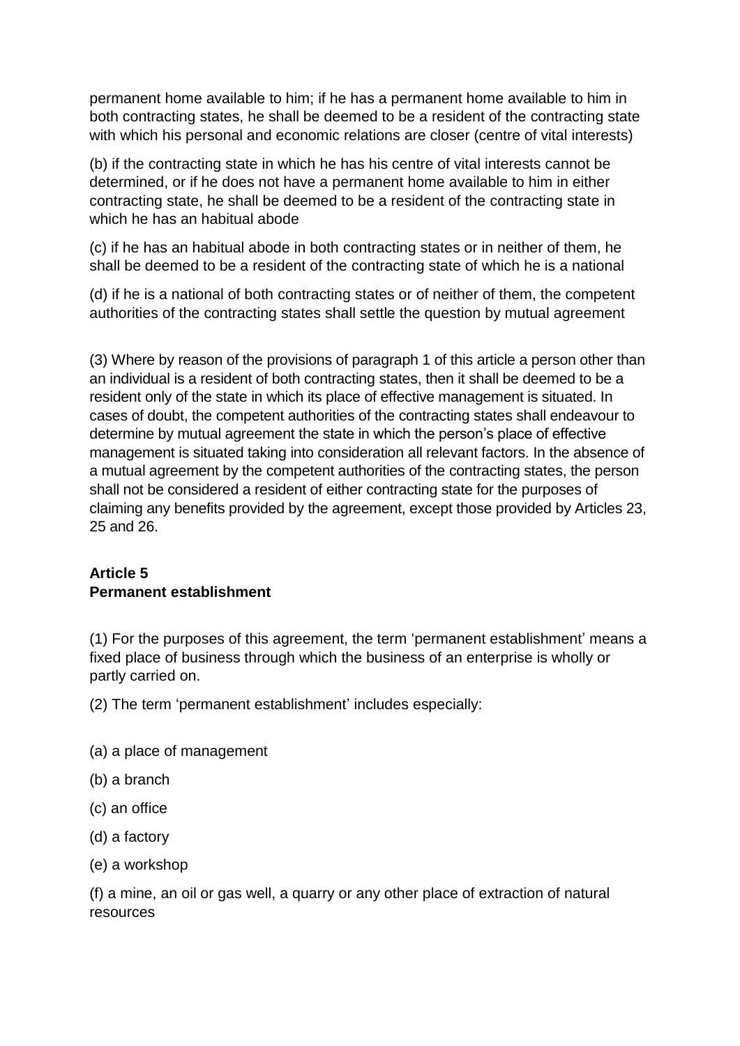permanent home available to him; if he has a permanent home available to him in both contracting states, he shall be deemed to be a resident of the contracting state with which his personal and economic relations are closer (centre of vital interests)

(b) if the contracting state in which he has his centre of vital interests cannot be determined, or if he does not have a permanent home available to him in either contracting state, he shall be deemed to be a resident of the contracting state in which he has an habitual abode

(c) if he has an habitual abode in both contracting states or in neither of them, he shall be deemed to be a resident of the contracting state of which he is a national

(d) if he is a national of both contracting states or of neither of them, the competent authorities of the contracting states shall settle the question by mutual agreement

(3) Where by reason of the provisions of paragraph 1 of this article a person other than an individual is a resident of both contracting states, then it shall be deemed to be a resident only of the state in which its place of effective management is situated. In cases of doubt, the competent authorities of the contracting states shall endeavour to determine by mutual agreement the state in which the person's place of effective management is situated taking into consideration all relevant factors. In the absence of a mutual agreement by the competent authorities of the contracting states, the person shall not be considered a resident of either contracting state for the purposes of claiming any benefits provided by the agreement, except those provided by Articles 23, 25 and 26.

### Article 5
### Permanent establishment

(1) For the purposes of this agreement, the term 'permanent establishment' means a fixed place of business through which the business of an enterprise is wholly or partly carried on.

(2) The term 'permanent establishment' includes especially:

(a) a place of management

(b) a branch

(c) an office

(d) a factory

(e) a workshop

(f) a mine, an oil or gas well, a quarry or any other place of extraction of natural resources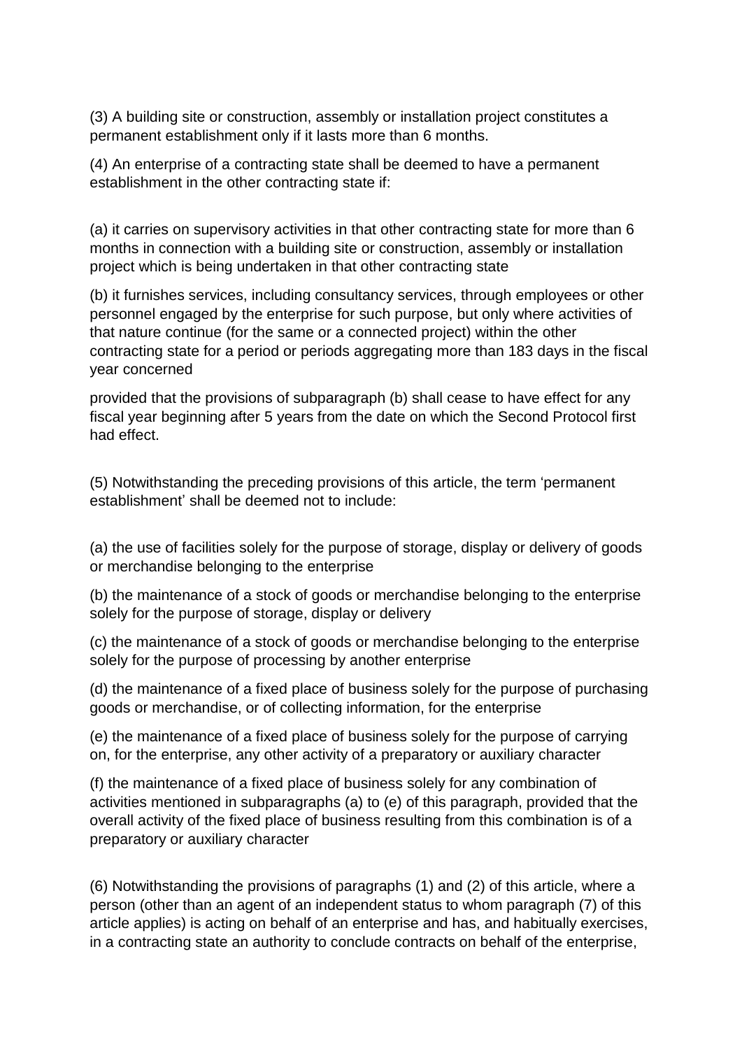(3) A building site or construction, assembly or installation project constitutes a permanent establishment only if it lasts more than 6 months.

(4) An enterprise of a contracting state shall be deemed to have a permanent establishment in the other contracting state if:

(a) it carries on supervisory activities in that other contracting state for more than 6 months in connection with a building site or construction, assembly or installation project which is being undertaken in that other contracting state

(b) it furnishes services, including consultancy services, through employees or other personnel engaged by the enterprise for such purpose, but only where activities of that nature continue (for the same or a connected project) within the other contracting state for a period or periods aggregating more than 183 days in the fiscal year concerned

provided that the provisions of subparagraph (b) shall cease to have effect for any fiscal year beginning after 5 years from the date on which the Second Protocol first had effect.

(5) Notwithstanding the preceding provisions of this article, the term ‘permanent establishment’ shall be deemed not to include:

(a) the use of facilities solely for the purpose of storage, display or delivery of goods or merchandise belonging to the enterprise

(b) the maintenance of a stock of goods or merchandise belonging to the enterprise solely for the purpose of storage, display or delivery

(c) the maintenance of a stock of goods or merchandise belonging to the enterprise solely for the purpose of processing by another enterprise

(d) the maintenance of a fixed place of business solely for the purpose of purchasing goods or merchandise, or of collecting information, for the enterprise

(e) the maintenance of a fixed place of business solely for the purpose of carrying on, for the enterprise, any other activity of a preparatory or auxiliary character

(f) the maintenance of a fixed place of business solely for any combination of activities mentioned in subparagraphs (a) to (e) of this paragraph, provided that the overall activity of the fixed place of business resulting from this combination is of a preparatory or auxiliary character

(6) Notwithstanding the provisions of paragraphs (1) and (2) of this article, where a person (other than an agent of an independent status to whom paragraph (7) of this article applies) is acting on behalf of an enterprise and has, and habitually exercises, in a contracting state an authority to conclude contracts on behalf of the enterprise,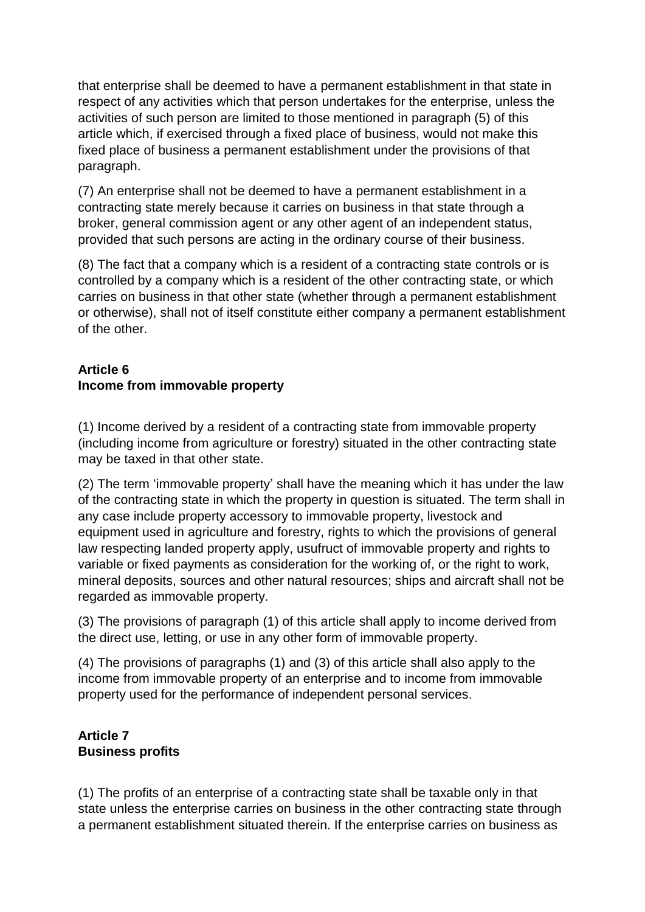that enterprise shall be deemed to have a permanent establishment in that state in respect of any activities which that person undertakes for the enterprise, unless the activities of such person are limited to those mentioned in paragraph (5) of this article which, if exercised through a fixed place of business, would not make this fixed place of business a permanent establishment under the provisions of that paragraph.

(7) An enterprise shall not be deemed to have a permanent establishment in a contracting state merely because it carries on business in that state through a broker, general commission agent or any other agent of an independent status, provided that such persons are acting in the ordinary course of their business.

(8) The fact that a company which is a resident of a contracting state controls or is controlled by a company which is a resident of the other contracting state, or which carries on business in that other state (whether through a permanent establishment or otherwise), shall not of itself constitute either company a permanent establishment of the other.

### Article 6
### Income from immovable property

(1) Income derived by a resident of a contracting state from immovable property (including income from agriculture or forestry) situated in the other contracting state may be taxed in that other state.

(2) The term 'immovable property' shall have the meaning which it has under the law of the contracting state in which the property in question is situated. The term shall in any case include property accessory to immovable property, livestock and equipment used in agriculture and forestry, rights to which the provisions of general law respecting landed property apply, usufruct of immovable property and rights to variable or fixed payments as consideration for the working of, or the right to work, mineral deposits, sources and other natural resources; ships and aircraft shall not be regarded as immovable property.

(3) The provisions of paragraph (1) of this article shall apply to income derived from the direct use, letting, or use in any other form of immovable property.

(4) The provisions of paragraphs (1) and (3) of this article shall also apply to the income from immovable property of an enterprise and to income from immovable property used for the performance of independent personal services.

### Article 7
### Business profits

(1) The profits of an enterprise of a contracting state shall be taxable only in that state unless the enterprise carries on business in the other contracting state through a permanent establishment situated therein. If the enterprise carries on business as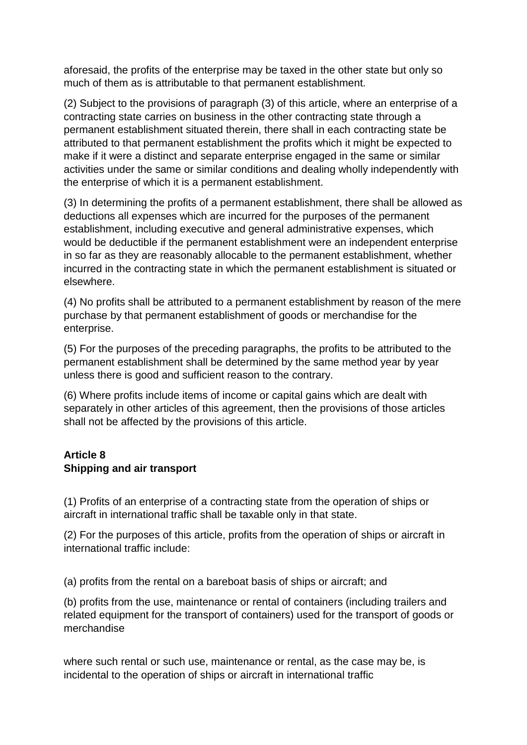aforesaid, the profits of the enterprise may be taxed in the other state but only so much of them as is attributable to that permanent establishment.

(2) Subject to the provisions of paragraph (3) of this article, where an enterprise of a contracting state carries on business in the other contracting state through a permanent establishment situated therein, there shall in each contracting state be attributed to that permanent establishment the profits which it might be expected to make if it were a distinct and separate enterprise engaged in the same or similar activities under the same or similar conditions and dealing wholly independently with the enterprise of which it is a permanent establishment.

(3) In determining the profits of a permanent establishment, there shall be allowed as deductions all expenses which are incurred for the purposes of the permanent establishment, including executive and general administrative expenses, which would be deductible if the permanent establishment were an independent enterprise in so far as they are reasonably allocable to the permanent establishment, whether incurred in the contracting state in which the permanent establishment is situated or elsewhere.

(4) No profits shall be attributed to a permanent establishment by reason of the mere purchase by that permanent establishment of goods or merchandise for the enterprise.

(5) For the purposes of the preceding paragraphs, the profits to be attributed to the permanent establishment shall be determined by the same method year by year unless there is good and sufficient reason to the contrary.

(6) Where profits include items of income or capital gains which are dealt with separately in other articles of this agreement, then the provisions of those articles shall not be affected by the provisions of this article.

**Article 8**
**Shipping and air transport**

(1) Profits of an enterprise of a contracting state from the operation of ships or aircraft in international traffic shall be taxable only in that state.

(2) For the purposes of this article, profits from the operation of ships or aircraft in international traffic include:

(a) profits from the rental on a bareboat basis of ships or aircraft; and

(b) profits from the use, maintenance or rental of containers (including trailers and related equipment for the transport of containers) used for the transport of goods or merchandise

where such rental or such use, maintenance or rental, as the case may be, is incidental to the operation of ships or aircraft in international traffic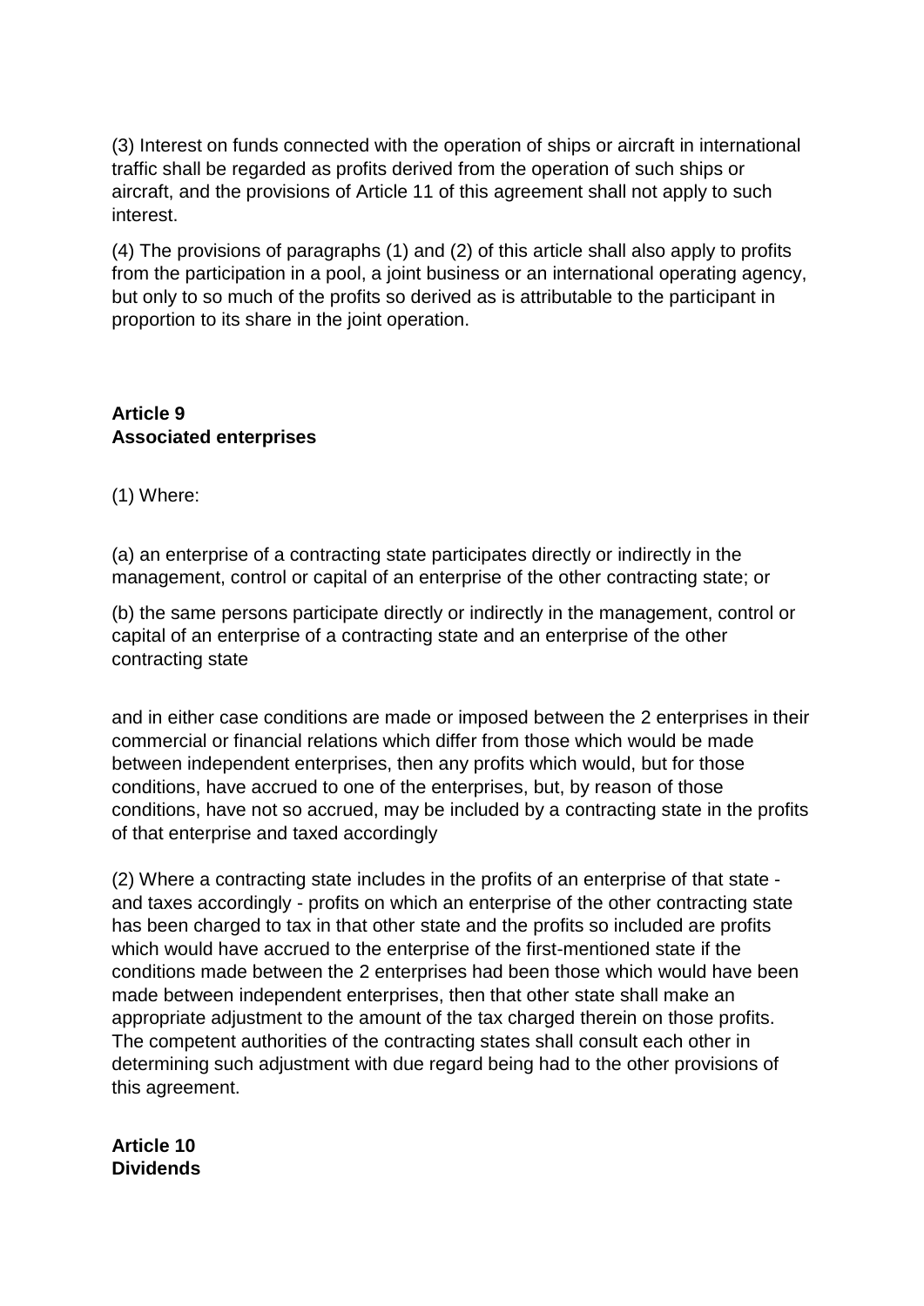(3) Interest on funds connected with the operation of ships or aircraft in international traffic shall be regarded as profits derived from the operation of such ships or aircraft, and the provisions of Article 11 of this agreement shall not apply to such interest.

(4) The provisions of paragraphs (1) and (2) of this article shall also apply to profits from the participation in a pool, a joint business or an international operating agency, but only to so much of the profits so derived as is attributable to the participant in proportion to its share in the joint operation.

**Article 9**
**Associated enterprises**

(1) Where:

(a) an enterprise of a contracting state participates directly or indirectly in the management, control or capital of an enterprise of the other contracting state; or

(b) the same persons participate directly or indirectly in the management, control or capital of an enterprise of a contracting state and an enterprise of the other contracting state

and in either case conditions are made or imposed between the 2 enterprises in their commercial or financial relations which differ from those which would be made between independent enterprises, then any profits which would, but for those conditions, have accrued to one of the enterprises, but, by reason of those conditions, have not so accrued, may be included by a contracting state in the profits of that enterprise and taxed accordingly

(2) Where a contracting state includes in the profits of an enterprise of that state - and taxes accordingly - profits on which an enterprise of the other contracting state has been charged to tax in that other state and the profits so included are profits which would have accrued to the enterprise of the first-mentioned state if the conditions made between the 2 enterprises had been those which would have been made between independent enterprises, then that other state shall make an appropriate adjustment to the amount of the tax charged therein on those profits. The competent authorities of the contracting states shall consult each other in determining such adjustment with due regard being had to the other provisions of this agreement.

**Article 10**
**Dividends**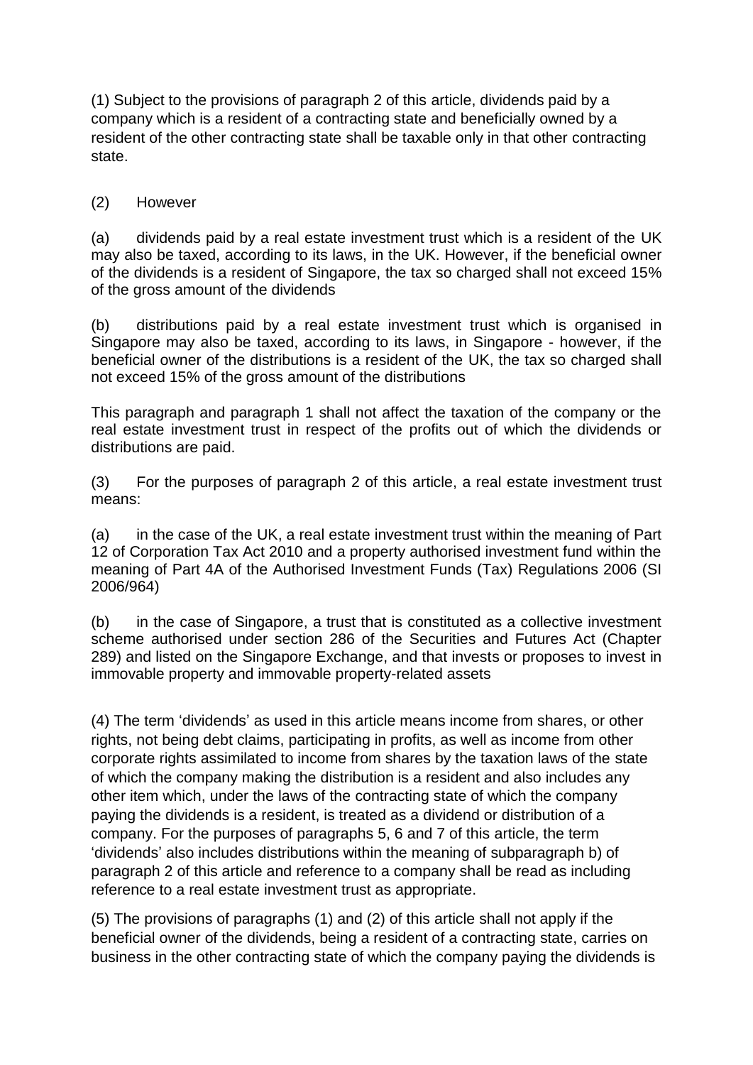(1) Subject to the provisions of paragraph 2 of this article, dividends paid by a company which is a resident of a contracting state and beneficially owned by a resident of the other contracting state shall be taxable only in that other contracting state.

(2) However

(a) dividends paid by a real estate investment trust which is a resident of the UK may also be taxed, according to its laws, in the UK. However, if the beneficial owner of the dividends is a resident of Singapore, the tax so charged shall not exceed 15% of the gross amount of the dividends

(b) distributions paid by a real estate investment trust which is organised in Singapore may also be taxed, according to its laws, in Singapore - however, if the beneficial owner of the distributions is a resident of the UK, the tax so charged shall not exceed 15% of the gross amount of the distributions

This paragraph and paragraph 1 shall not affect the taxation of the company or the real estate investment trust in respect of the profits out of which the dividends or distributions are paid.

(3) For the purposes of paragraph 2 of this article, a real estate investment trust means:

(a) in the case of the UK, a real estate investment trust within the meaning of Part 12 of Corporation Tax Act 2010 and a property authorised investment fund within the meaning of Part 4A of the Authorised Investment Funds (Tax) Regulations 2006 (SI 2006/964)

(b) in the case of Singapore, a trust that is constituted as a collective investment scheme authorised under section 286 of the Securities and Futures Act (Chapter 289) and listed on the Singapore Exchange, and that invests or proposes to invest in immovable property and immovable property-related assets

(4) The term 'dividends' as used in this article means income from shares, or other rights, not being debt claims, participating in profits, as well as income from other corporate rights assimilated to income from shares by the taxation laws of the state of which the company making the distribution is a resident and also includes any other item which, under the laws of the contracting state of which the company paying the dividends is a resident, is treated as a dividend or distribution of a company. For the purposes of paragraphs 5, 6 and 7 of this article, the term 'dividends' also includes distributions within the meaning of subparagraph b) of paragraph 2 of this article and reference to a company shall be read as including reference to a real estate investment trust as appropriate.

(5) The provisions of paragraphs (1) and (2) of this article shall not apply if the beneficial owner of the dividends, being a resident of a contracting state, carries on business in the other contracting state of which the company paying the dividends is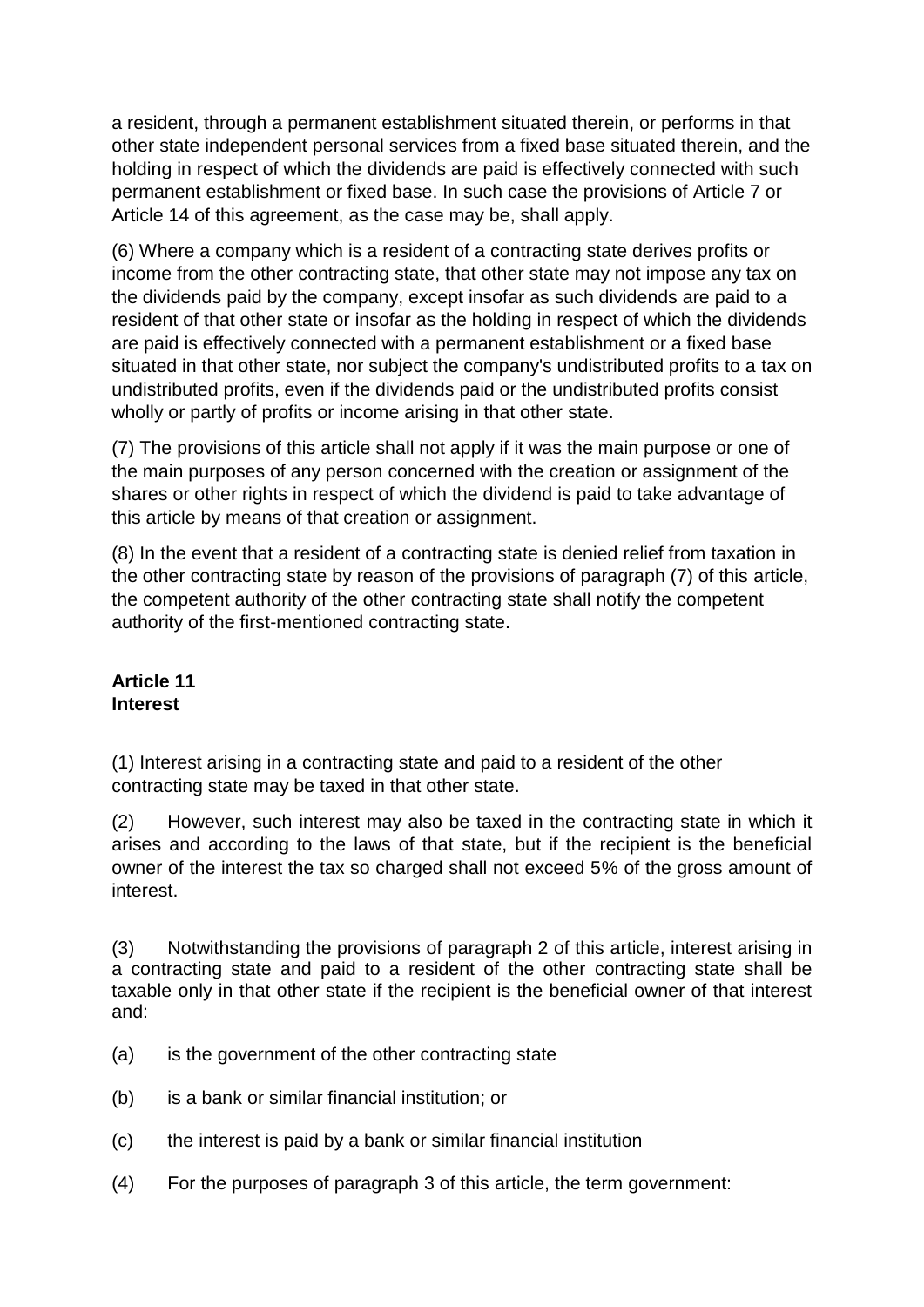a resident, through a permanent establishment situated therein, or performs in that other state independent personal services from a fixed base situated therein, and the holding in respect of which the dividends are paid is effectively connected with such permanent establishment or fixed base. In such case the provisions of Article 7 or Article 14 of this agreement, as the case may be, shall apply.

(6) Where a company which is a resident of a contracting state derives profits or income from the other contracting state, that other state may not impose any tax on the dividends paid by the company, except insofar as such dividends are paid to a resident of that other state or insofar as the holding in respect of which the dividends are paid is effectively connected with a permanent establishment or a fixed base situated in that other state, nor subject the company's undistributed profits to a tax on undistributed profits, even if the dividends paid or the undistributed profits consist wholly or partly of profits or income arising in that other state.

(7) The provisions of this article shall not apply if it was the main purpose or one of the main purposes of any person concerned with the creation or assignment of the shares or other rights in respect of which the dividend is paid to take advantage of this article by means of that creation or assignment.

(8) In the event that a resident of a contracting state is denied relief from taxation in the other contracting state by reason of the provisions of paragraph (7) of this article, the competent authority of the other contracting state shall notify the competent authority of the first-mentioned contracting state.

**Article 11**
**Interest**

(1) Interest arising in a contracting state and paid to a resident of the other contracting state may be taxed in that other state.

(2) However, such interest may also be taxed in the contracting state in which it arises and according to the laws of that state, but if the recipient is the beneficial owner of the interest the tax so charged shall not exceed 5% of the gross amount of interest.

(3) Notwithstanding the provisions of paragraph 2 of this article, interest arising in a contracting state and paid to a resident of the other contracting state shall be taxable only in that other state if the recipient is the beneficial owner of that interest and:

(a) is the government of the other contracting state

(b) is a bank or similar financial institution; or

(c) the interest is paid by a bank or similar financial institution

(4) For the purposes of paragraph 3 of this article, the term government: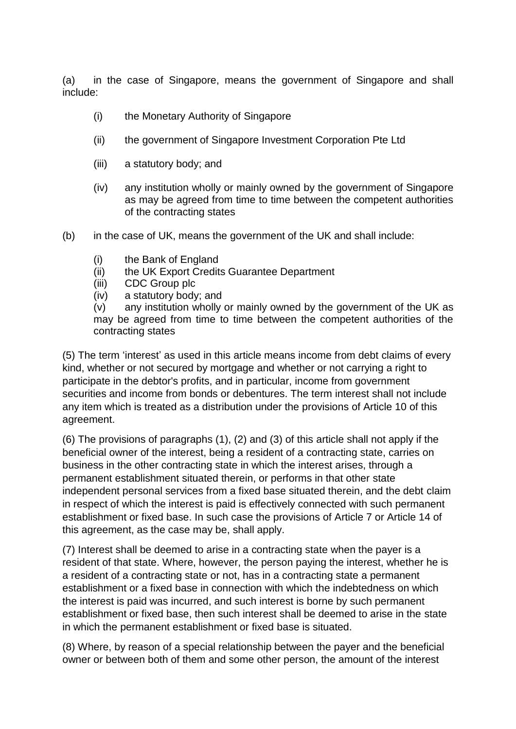(a) in the case of Singapore, means the government of Singapore and shall include:

- (i) the Monetary Authority of Singapore
- (ii) the government of Singapore Investment Corporation Pte Ltd
- (iii) a statutory body; and
- (iv) any institution wholly or mainly owned by the government of Singapore as may be agreed from time to time between the competent authorities of the contracting states

(b) in the case of UK, means the government of the UK and shall include:

- (i) the Bank of England
- (ii) the UK Export Credits Guarantee Department
- (iii) CDC Group plc
- (iv) a statutory body; and
- (v) any institution wholly or mainly owned by the government of the UK as may be agreed from time to time between the competent authorities of the contracting states

(5) The term 'interest' as used in this article means income from debt claims of every kind, whether or not secured by mortgage and whether or not carrying a right to participate in the debtor's profits, and in particular, income from government securities and income from bonds or debentures. The term interest shall not include any item which is treated as a distribution under the provisions of Article 10 of this agreement.

(6) The provisions of paragraphs (1), (2) and (3) of this article shall not apply if the beneficial owner of the interest, being a resident of a contracting state, carries on business in the other contracting state in which the interest arises, through a permanent establishment situated therein, or performs in that other state independent personal services from a fixed base situated therein, and the debt claim in respect of which the interest is paid is effectively connected with such permanent establishment or fixed base. In such case the provisions of Article 7 or Article 14 of this agreement, as the case may be, shall apply.

(7) Interest shall be deemed to arise in a contracting state when the payer is a resident of that state. Where, however, the person paying the interest, whether he is a resident of a contracting state or not, has in a contracting state a permanent establishment or a fixed base in connection with which the indebtedness on which the interest is paid was incurred, and such interest is borne by such permanent establishment or fixed base, then such interest shall be deemed to arise in the state in which the permanent establishment or fixed base is situated.

(8) Where, by reason of a special relationship between the payer and the beneficial owner or between both of them and some other person, the amount of the interest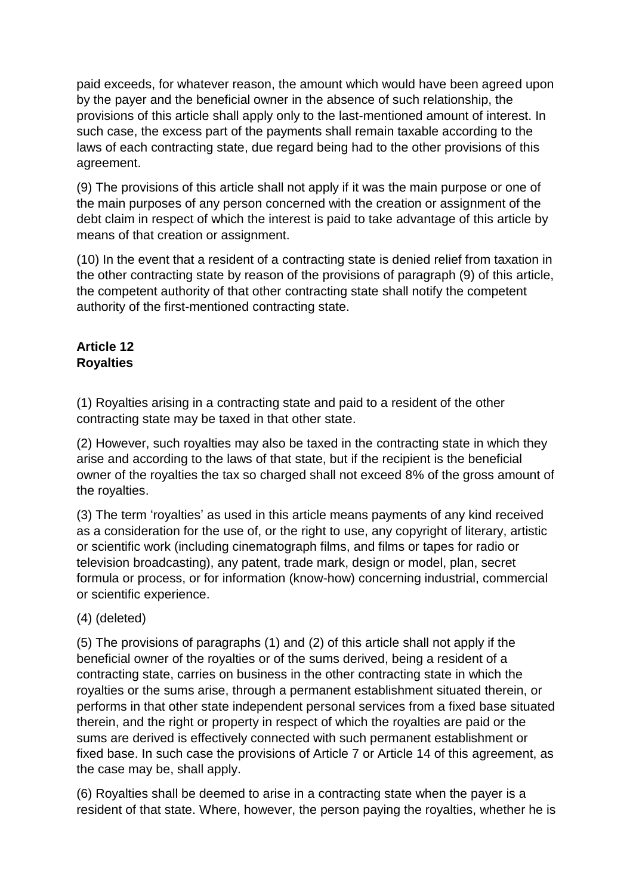paid exceeds, for whatever reason, the amount which would have been agreed upon by the payer and the beneficial owner in the absence of such relationship, the provisions of this article shall apply only to the last-mentioned amount of interest. In such case, the excess part of the payments shall remain taxable according to the laws of each contracting state, due regard being had to the other provisions of this agreement.

(9) The provisions of this article shall not apply if it was the main purpose or one of the main purposes of any person concerned with the creation or assignment of the debt claim in respect of which the interest is paid to take advantage of this article by means of that creation or assignment.

(10) In the event that a resident of a contracting state is denied relief from taxation in the other contracting state by reason of the provisions of paragraph (9) of this article, the competent authority of that other contracting state shall notify the competent authority of the first-mentioned contracting state.

**Article 12**
**Royalties**

(1) Royalties arising in a contracting state and paid to a resident of the other contracting state may be taxed in that other state.

(2) However, such royalties may also be taxed in the contracting state in which they arise and according to the laws of that state, but if the recipient is the beneficial owner of the royalties the tax so charged shall not exceed 8% of the gross amount of the royalties.

(3) The term 'royalties' as used in this article means payments of any kind received as a consideration for the use of, or the right to use, any copyright of literary, artistic or scientific work (including cinematograph films, and films or tapes for radio or television broadcasting), any patent, trade mark, design or model, plan, secret formula or process, or for information (know-how) concerning industrial, commercial or scientific experience.

(4) (deleted)

(5) The provisions of paragraphs (1) and (2) of this article shall not apply if the beneficial owner of the royalties or of the sums derived, being a resident of a contracting state, carries on business in the other contracting state in which the royalties or the sums arise, through a permanent establishment situated therein, or performs in that other state independent personal services from a fixed base situated therein, and the right or property in respect of which the royalties are paid or the sums are derived is effectively connected with such permanent establishment or fixed base. In such case the provisions of Article 7 or Article 14 of this agreement, as the case may be, shall apply.

(6) Royalties shall be deemed to arise in a contracting state when the payer is a resident of that state. Where, however, the person paying the royalties, whether he is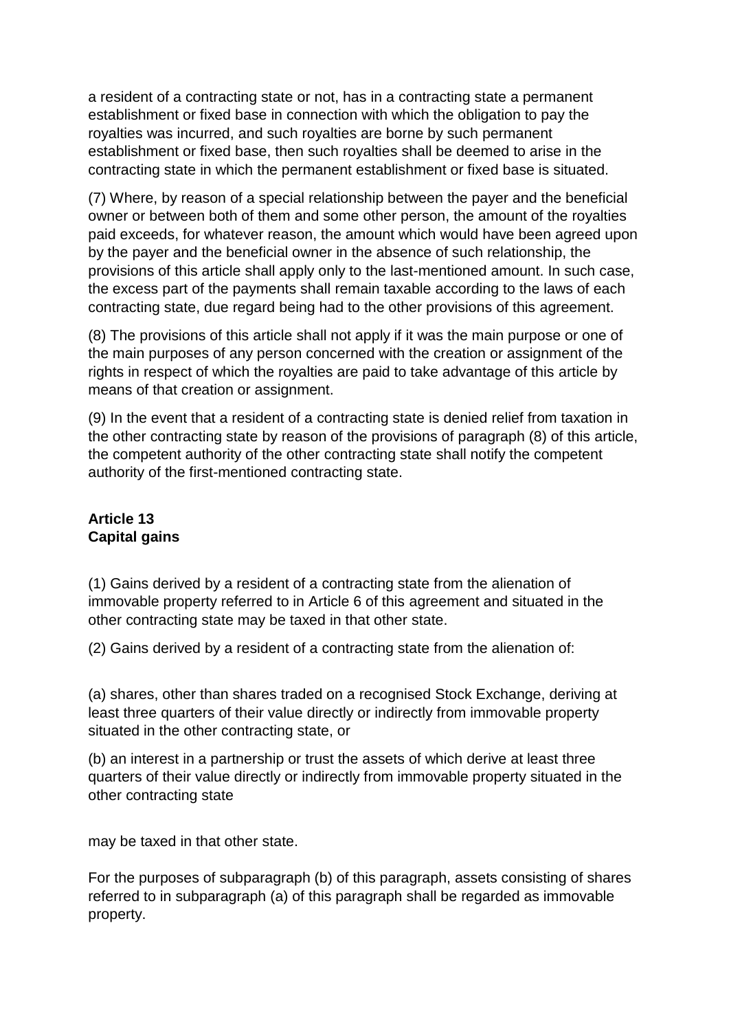a resident of a contracting state or not, has in a contracting state a permanent establishment or fixed base in connection with which the obligation to pay the royalties was incurred, and such royalties are borne by such permanent establishment or fixed base, then such royalties shall be deemed to arise in the contracting state in which the permanent establishment or fixed base is situated.

(7) Where, by reason of a special relationship between the payer and the beneficial owner or between both of them and some other person, the amount of the royalties paid exceeds, for whatever reason, the amount which would have been agreed upon by the payer and the beneficial owner in the absence of such relationship, the provisions of this article shall apply only to the last-mentioned amount. In such case, the excess part of the payments shall remain taxable according to the laws of each contracting state, due regard being had to the other provisions of this agreement.

(8) The provisions of this article shall not apply if it was the main purpose or one of the main purposes of any person concerned with the creation or assignment of the rights in respect of which the royalties are paid to take advantage of this article by means of that creation or assignment.

(9) In the event that a resident of a contracting state is denied relief from taxation in the other contracting state by reason of the provisions of paragraph (8) of this article, the competent authority of the other contracting state shall notify the competent authority of the first-mentioned contracting state.

**Article 13**
**Capital gains**

(1) Gains derived by a resident of a contracting state from the alienation of immovable property referred to in Article 6 of this agreement and situated in the other contracting state may be taxed in that other state.

(2) Gains derived by a resident of a contracting state from the alienation of:

(a) shares, other than shares traded on a recognised Stock Exchange, deriving at least three quarters of their value directly or indirectly from immovable property situated in the other contracting state, or

(b) an interest in a partnership or trust the assets of which derive at least three quarters of their value directly or indirectly from immovable property situated in the other contracting state

may be taxed in that other state.

For the purposes of subparagraph (b) of this paragraph, assets consisting of shares referred to in subparagraph (a) of this paragraph shall be regarded as immovable property.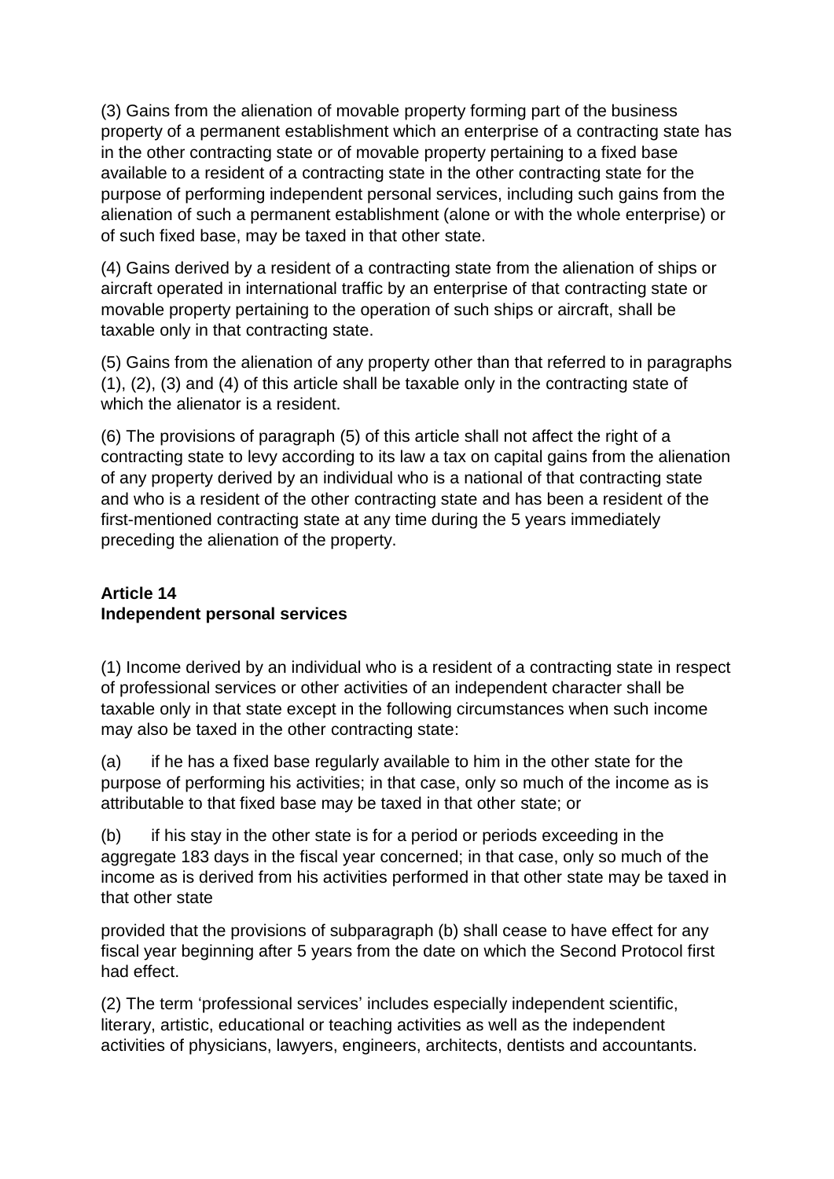(3) Gains from the alienation of movable property forming part of the business property of a permanent establishment which an enterprise of a contracting state has in the other contracting state or of movable property pertaining to a fixed base available to a resident of a contracting state in the other contracting state for the purpose of performing independent personal services, including such gains from the alienation of such a permanent establishment (alone or with the whole enterprise) or of such fixed base, may be taxed in that other state.

(4) Gains derived by a resident of a contracting state from the alienation of ships or aircraft operated in international traffic by an enterprise of that contracting state or movable property pertaining to the operation of such ships or aircraft, shall be taxable only in that contracting state.

(5) Gains from the alienation of any property other than that referred to in paragraphs (1), (2), (3) and (4) of this article shall be taxable only in the contracting state of which the alienator is a resident.

(6) The provisions of paragraph (5) of this article shall not affect the right of a contracting state to levy according to its law a tax on capital gains from the alienation of any property derived by an individual who is a national of that contracting state and who is a resident of the other contracting state and has been a resident of the first-mentioned contracting state at any time during the 5 years immediately preceding the alienation of the property.

## Article 14
## Independent personal services

(1) Income derived by an individual who is a resident of a contracting state in respect of professional services or other activities of an independent character shall be taxable only in that state except in the following circumstances when such income may also be taxed in the other contracting state:

(a) if he has a fixed base regularly available to him in the other state for the purpose of performing his activities; in that case, only so much of the income as is attributable to that fixed base may be taxed in that other state; or

(b) if his stay in the other state is for a period or periods exceeding in the aggregate 183 days in the fiscal year concerned; in that case, only so much of the income as is derived from his activities performed in that other state may be taxed in that other state

provided that the provisions of subparagraph (b) shall cease to have effect for any fiscal year beginning after 5 years from the date on which the Second Protocol first had effect.

(2) The term 'professional services' includes especially independent scientific, literary, artistic, educational or teaching activities as well as the independent activities of physicians, lawyers, engineers, architects, dentists and accountants.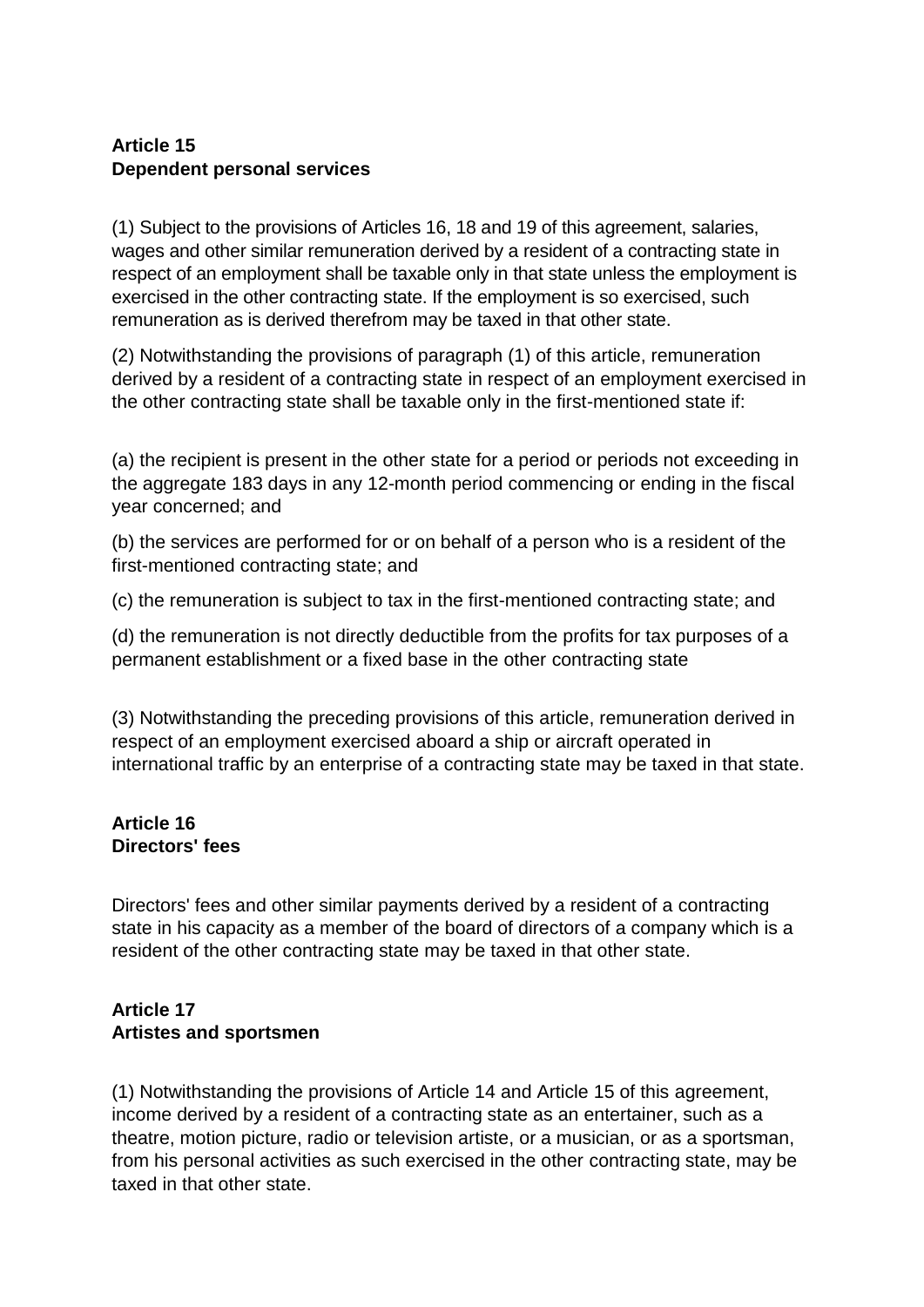**Article 15**
**Dependent personal services**

(1) Subject to the provisions of Articles 16, 18 and 19 of this agreement, salaries, wages and other similar remuneration derived by a resident of a contracting state in respect of an employment shall be taxable only in that state unless the employment is exercised in the other contracting state. If the employment is so exercised, such remuneration as is derived therefrom may be taxed in that other state.

(2) Notwithstanding the provisions of paragraph (1) of this article, remuneration derived by a resident of a contracting state in respect of an employment exercised in the other contracting state shall be taxable only in the first-mentioned state if:

(a) the recipient is present in the other state for a period or periods not exceeding in the aggregate 183 days in any 12-month period commencing or ending in the fiscal year concerned; and

(b) the services are performed for or on behalf of a person who is a resident of the first-mentioned contracting state; and

(c) the remuneration is subject to tax in the first-mentioned contracting state; and

(d) the remuneration is not directly deductible from the profits for tax purposes of a permanent establishment or a fixed base in the other contracting state

(3) Notwithstanding the preceding provisions of this article, remuneration derived in respect of an employment exercised aboard a ship or aircraft operated in international traffic by an enterprise of a contracting state may be taxed in that state.

**Article 16**
**Directors' fees**

Directors' fees and other similar payments derived by a resident of a contracting state in his capacity as a member of the board of directors of a company which is a resident of the other contracting state may be taxed in that other state.

**Article 17**
**Artistes and sportsmen**

(1) Notwithstanding the provisions of Article 14 and Article 15 of this agreement, income derived by a resident of a contracting state as an entertainer, such as a theatre, motion picture, radio or television artiste, or a musician, or as a sportsman, from his personal activities as such exercised in the other contracting state, may be taxed in that other state.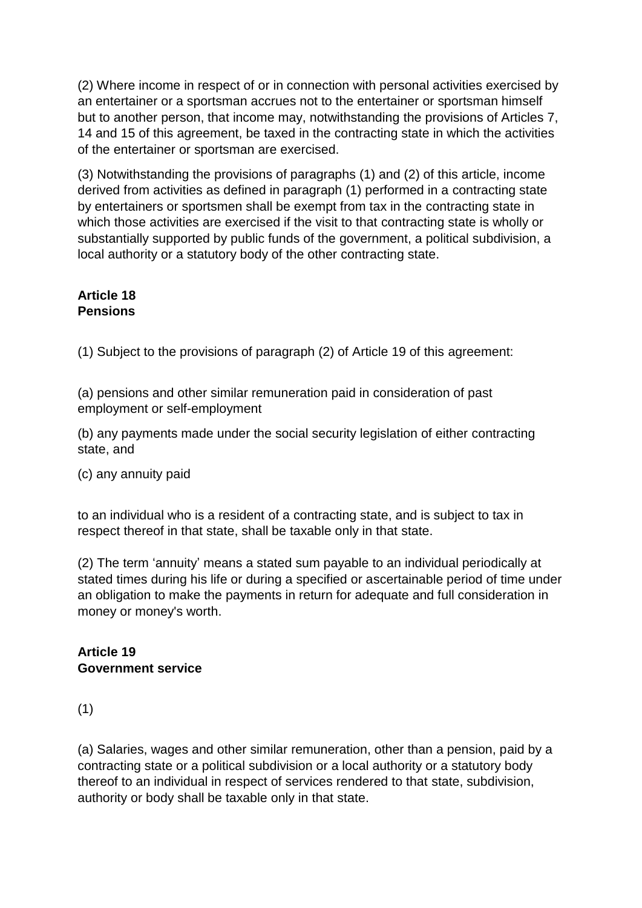(2) Where income in respect of or in connection with personal activities exercised by an entertainer or a sportsman accrues not to the entertainer or sportsman himself but to another person, that income may, notwithstanding the provisions of Articles 7, 14 and 15 of this agreement, be taxed in the contracting state in which the activities of the entertainer or sportsman are exercised.

(3) Notwithstanding the provisions of paragraphs (1) and (2) of this article, income derived from activities as defined in paragraph (1) performed in a contracting state by entertainers or sportsmen shall be exempt from tax in the contracting state in which those activities are exercised if the visit to that contracting state is wholly or substantially supported by public funds of the government, a political subdivision, a local authority or a statutory body of the other contracting state.

**Article 18**
**Pensions**

(1) Subject to the provisions of paragraph (2) of Article 19 of this agreement:

(a) pensions and other similar remuneration paid in consideration of past employment or self-employment

(b) any payments made under the social security legislation of either contracting state, and

(c) any annuity paid

to an individual who is a resident of a contracting state, and is subject to tax in respect thereof in that state, shall be taxable only in that state.

(2) The term 'annuity' means a stated sum payable to an individual periodically at stated times during his life or during a specified or ascertainable period of time under an obligation to make the payments in return for adequate and full consideration in money or money's worth.

**Article 19**
**Government service**

(1)

(a) Salaries, wages and other similar remuneration, other than a pension, paid by a contracting state or a political subdivision or a local authority or a statutory body thereof to an individual in respect of services rendered to that state, subdivision, authority or body shall be taxable only in that state.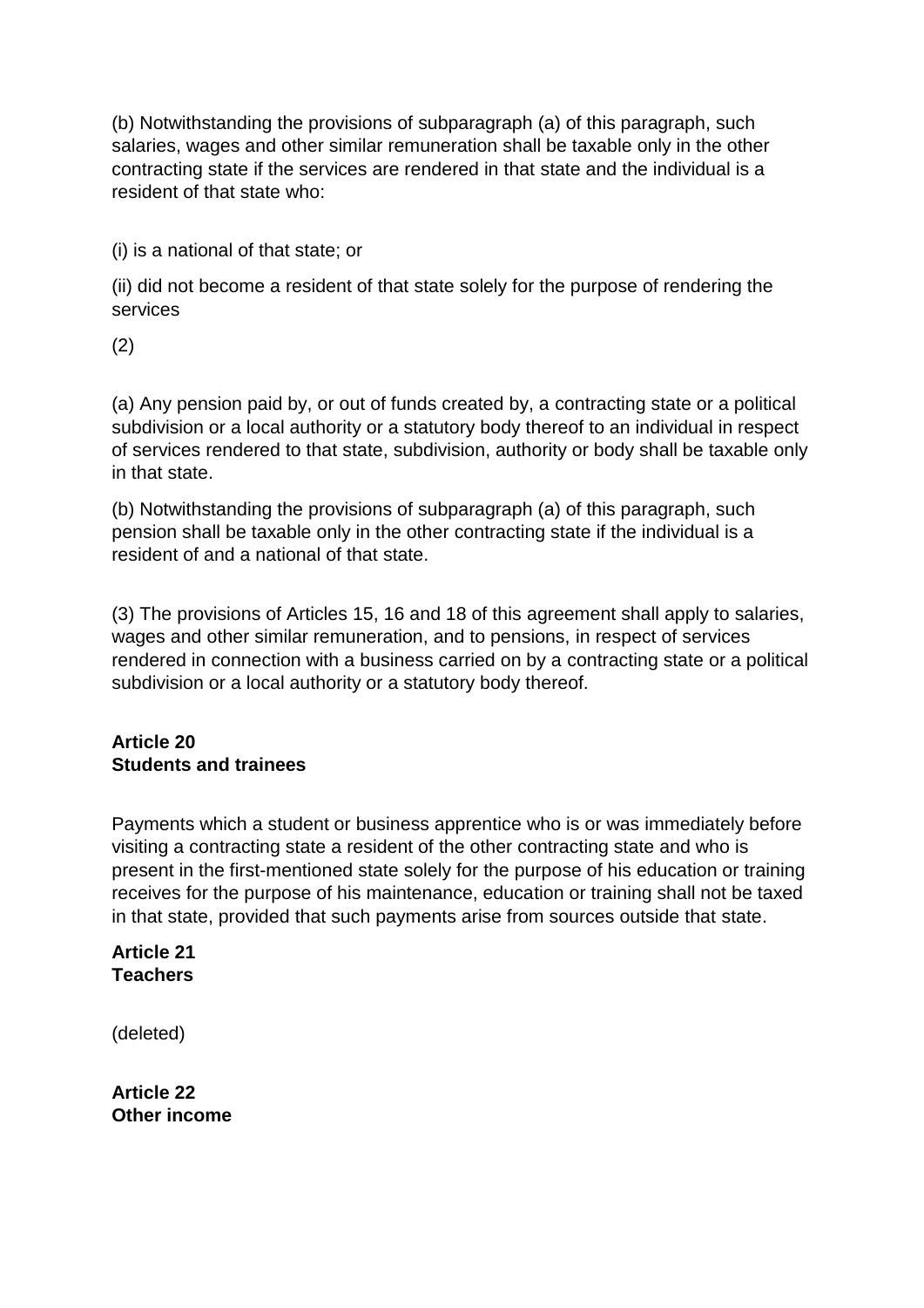(b) Notwithstanding the provisions of subparagraph (a) of this paragraph, such salaries, wages and other similar remuneration shall be taxable only in the other contracting state if the services are rendered in that state and the individual is a resident of that state who:

(i) is a national of that state; or

(ii) did not become a resident of that state solely for the purpose of rendering the services

(2)

(a) Any pension paid by, or out of funds created by, a contracting state or a political subdivision or a local authority or a statutory body thereof to an individual in respect of services rendered to that state, subdivision, authority or body shall be taxable only in that state.

(b) Notwithstanding the provisions of subparagraph (a) of this paragraph, such pension shall be taxable only in the other contracting state if the individual is a resident of and a national of that state.

(3) The provisions of Articles 15, 16 and 18 of this agreement shall apply to salaries, wages and other similar remuneration, and to pensions, in respect of services rendered in connection with a business carried on by a contracting state or a political subdivision or a local authority or a statutory body thereof.

**Article 20**
**Students and trainees**

Payments which a student or business apprentice who is or was immediately before visiting a contracting state a resident of the other contracting state and who is present in the first-mentioned state solely for the purpose of his education or training receives for the purpose of his maintenance, education or training shall not be taxed in that state, provided that such payments arise from sources outside that state.

**Article 21**
**Teachers**

(deleted)

**Article 22**
**Other income**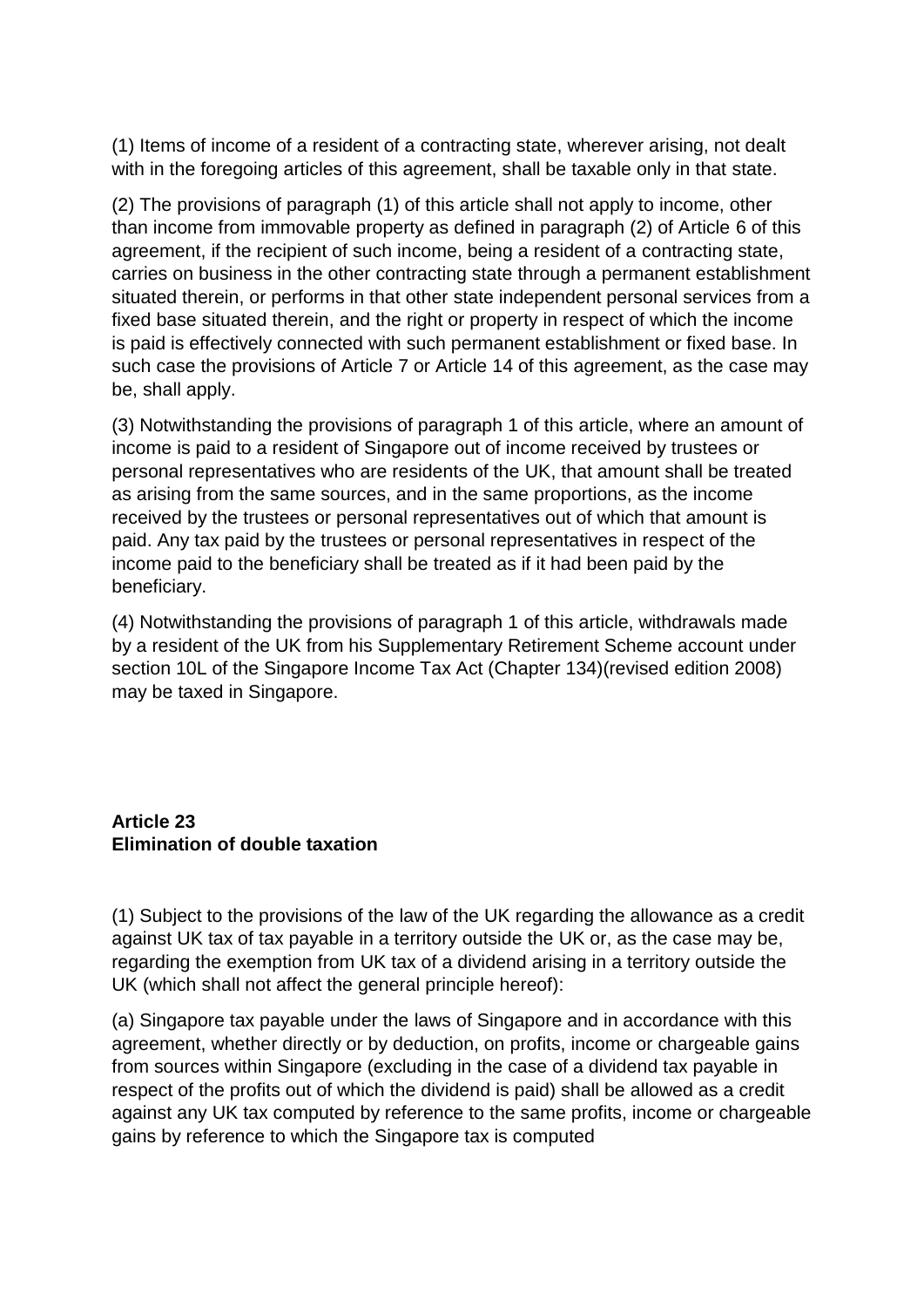(1) Items of income of a resident of a contracting state, wherever arising, not dealt with in the foregoing articles of this agreement, shall be taxable only in that state.

(2) The provisions of paragraph (1) of this article shall not apply to income, other than income from immovable property as defined in paragraph (2) of Article 6 of this agreement, if the recipient of such income, being a resident of a contracting state, carries on business in the other contracting state through a permanent establishment situated therein, or performs in that other state independent personal services from a fixed base situated therein, and the right or property in respect of which the income is paid is effectively connected with such permanent establishment or fixed base. In such case the provisions of Article 7 or Article 14 of this agreement, as the case may be, shall apply.

(3) Notwithstanding the provisions of paragraph 1 of this article, where an amount of income is paid to a resident of Singapore out of income received by trustees or personal representatives who are residents of the UK, that amount shall be treated as arising from the same sources, and in the same proportions, as the income received by the trustees or personal representatives out of which that amount is paid. Any tax paid by the trustees or personal representatives in respect of the income paid to the beneficiary shall be treated as if it had been paid by the beneficiary.

(4) Notwithstanding the provisions of paragraph 1 of this article, withdrawals made by a resident of the UK from his Supplementary Retirement Scheme account under section 10L of the Singapore Income Tax Act (Chapter 134)(revised edition 2008) may be taxed in Singapore.

## Article 23
## Elimination of double taxation

(1) Subject to the provisions of the law of the UK regarding the allowance as a credit against UK tax of tax payable in a territory outside the UK or, as the case may be, regarding the exemption from UK tax of a dividend arising in a territory outside the UK (which shall not affect the general principle hereof):

(a) Singapore tax payable under the laws of Singapore and in accordance with this agreement, whether directly or by deduction, on profits, income or chargeable gains from sources within Singapore (excluding in the case of a dividend tax payable in respect of the profits out of which the dividend is paid) shall be allowed as a credit against any UK tax computed by reference to the same profits, income or chargeable gains by reference to which the Singapore tax is computed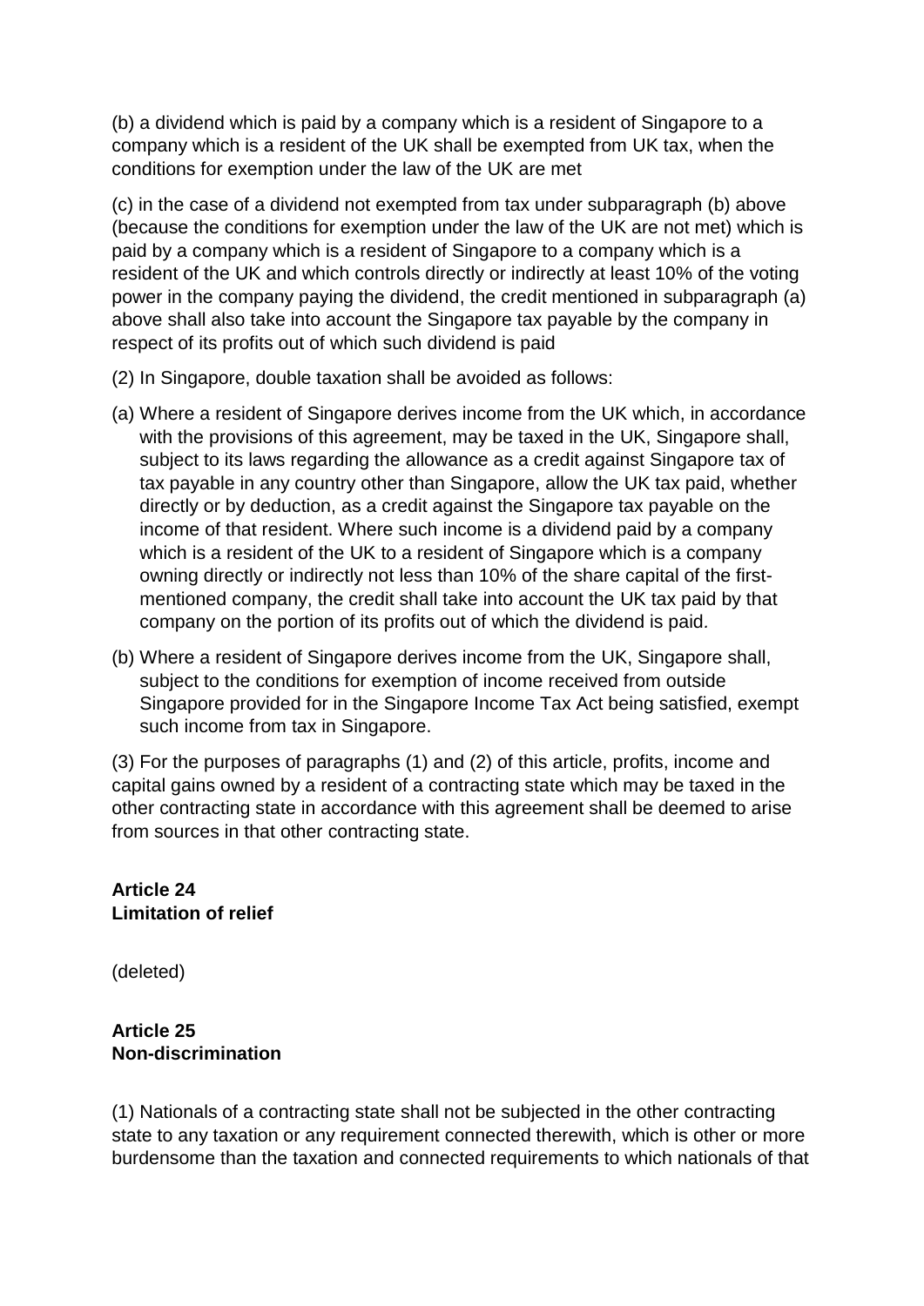(b) a dividend which is paid by a company which is a resident of Singapore to a company which is a resident of the UK shall be exempted from UK tax, when the conditions for exemption under the law of the UK are met

(c) in the case of a dividend not exempted from tax under subparagraph (b) above (because the conditions for exemption under the law of the UK are not met) which is paid by a company which is a resident of Singapore to a company which is a resident of the UK and which controls directly or indirectly at least 10% of the voting power in the company paying the dividend, the credit mentioned in subparagraph (a) above shall also take into account the Singapore tax payable by the company in respect of its profits out of which such dividend is paid

(2) In Singapore, double taxation shall be avoided as follows:

(a) Where a resident of Singapore derives income from the UK which, in accordance with the provisions of this agreement, may be taxed in the UK, Singapore shall, subject to its laws regarding the allowance as a credit against Singapore tax of tax payable in any country other than Singapore, allow the UK tax paid, whether directly or by deduction, as a credit against the Singapore tax payable on the income of that resident. Where such income is a dividend paid by a company which is a resident of the UK to a resident of Singapore which is a company owning directly or indirectly not less than 10% of the share capital of the first-mentioned company, the credit shall take into account the UK tax paid by that company on the portion of its profits out of which the dividend is paid.

(b) Where a resident of Singapore derives income from the UK, Singapore shall, subject to the conditions for exemption of income received from outside Singapore provided for in the Singapore Income Tax Act being satisfied, exempt such income from tax in Singapore.

(3) For the purposes of paragraphs (1) and (2) of this article, profits, income and capital gains owned by a resident of a contracting state which may be taxed in the other contracting state in accordance with this agreement shall be deemed to arise from sources in that other contracting state.

**Article 24**
**Limitation of relief**

(deleted)

**Article 25**
**Non-discrimination**

(1) Nationals of a contracting state shall not be subjected in the other contracting state to any taxation or any requirement connected therewith, which is other or more burdensome than the taxation and connected requirements to which nationals of that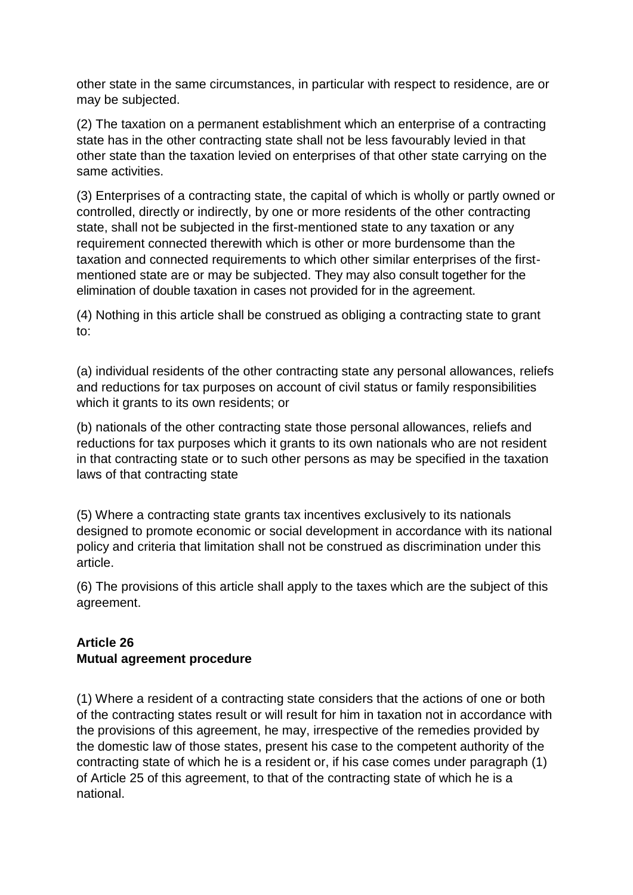other state in the same circumstances, in particular with respect to residence, are or may be subjected.

(2) The taxation on a permanent establishment which an enterprise of a contracting state has in the other contracting state shall not be less favourably levied in that other state than the taxation levied on enterprises of that other state carrying on the same activities.

(3) Enterprises of a contracting state, the capital of which is wholly or partly owned or controlled, directly or indirectly, by one or more residents of the other contracting state, shall not be subjected in the first-mentioned state to any taxation or any requirement connected therewith which is other or more burdensome than the taxation and connected requirements to which other similar enterprises of the first-mentioned state are or may be subjected. They may also consult together for the elimination of double taxation in cases not provided for in the agreement.

(4) Nothing in this article shall be construed as obliging a contracting state to grant to:

(a) individual residents of the other contracting state any personal allowances, reliefs and reductions for tax purposes on account of civil status or family responsibilities which it grants to its own residents; or

(b) nationals of the other contracting state those personal allowances, reliefs and reductions for tax purposes which it grants to its own nationals who are not resident in that contracting state or to such other persons as may be specified in the taxation laws of that contracting state

(5) Where a contracting state grants tax incentives exclusively to its nationals designed to promote economic or social development in accordance with its national policy and criteria that limitation shall not be construed as discrimination under this article.

(6) The provisions of this article shall apply to the taxes which are the subject of this agreement.

### Article 26
### Mutual agreement procedure

(1) Where a resident of a contracting state considers that the actions of one or both of the contracting states result or will result for him in taxation not in accordance with the provisions of this agreement, he may, irrespective of the remedies provided by the domestic law of those states, present his case to the competent authority of the contracting state of which he is a resident or, if his case comes under paragraph (1) of Article 25 of this agreement, to that of the contracting state of which he is a national.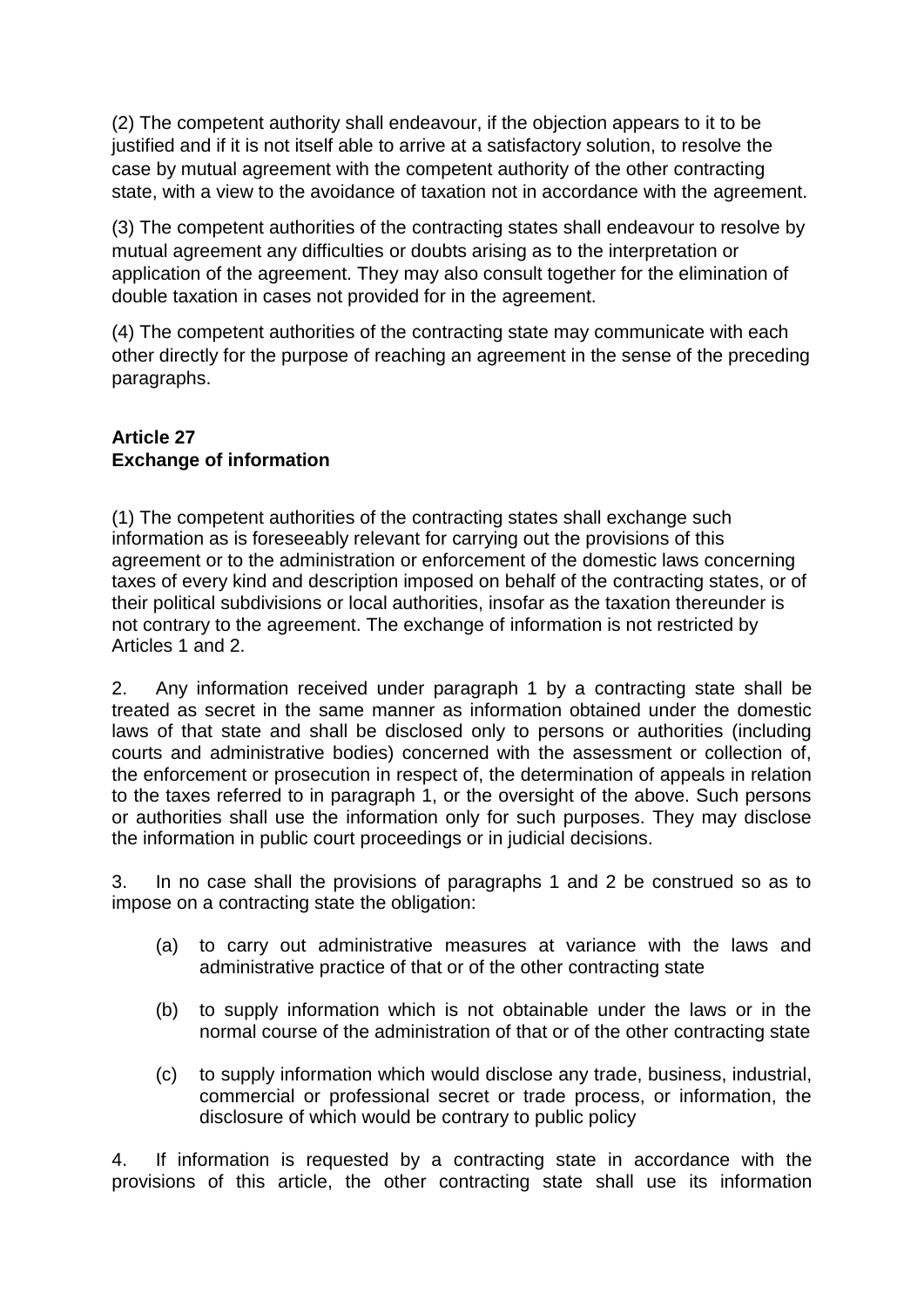(2) The competent authority shall endeavour, if the objection appears to it to be justified and if it is not itself able to arrive at a satisfactory solution, to resolve the case by mutual agreement with the competent authority of the other contracting state, with a view to the avoidance of taxation not in accordance with the agreement.

(3) The competent authorities of the contracting states shall endeavour to resolve by mutual agreement any difficulties or doubts arising as to the interpretation or application of the agreement. They may also consult together for the elimination of double taxation in cases not provided for in the agreement.

(4) The competent authorities of the contracting state may communicate with each other directly for the purpose of reaching an agreement in the sense of the preceding paragraphs.

**Article 27**
**Exchange of information**

(1) The competent authorities of the contracting states shall exchange such information as is foreseeably relevant for carrying out the provisions of this agreement or to the administration or enforcement of the domestic laws concerning taxes of every kind and description imposed on behalf of the contracting states, or of their political subdivisions or local authorities, insofar as the taxation thereunder is not contrary to the agreement. The exchange of information is not restricted by Articles 1 and 2.

2. Any information received under paragraph 1 by a contracting state shall be treated as secret in the same manner as information obtained under the domestic laws of that state and shall be disclosed only to persons or authorities (including courts and administrative bodies) concerned with the assessment or collection of, the enforcement or prosecution in respect of, the determination of appeals in relation to the taxes referred to in paragraph 1, or the oversight of the above. Such persons or authorities shall use the information only for such purposes. They may disclose the information in public court proceedings or in judicial decisions.

3. In no case shall the provisions of paragraphs 1 and 2 be construed so as to impose on a contracting state the obligation:

(a) to carry out administrative measures at variance with the laws and administrative practice of that or of the other contracting state

(b) to supply information which is not obtainable under the laws or in the normal course of the administration of that or of the other contracting state

(c) to supply information which would disclose any trade, business, industrial, commercial or professional secret or trade process, or information, the disclosure of which would be contrary to public policy

4. If information is requested by a contracting state in accordance with the provisions of this article, the other contracting state shall use its information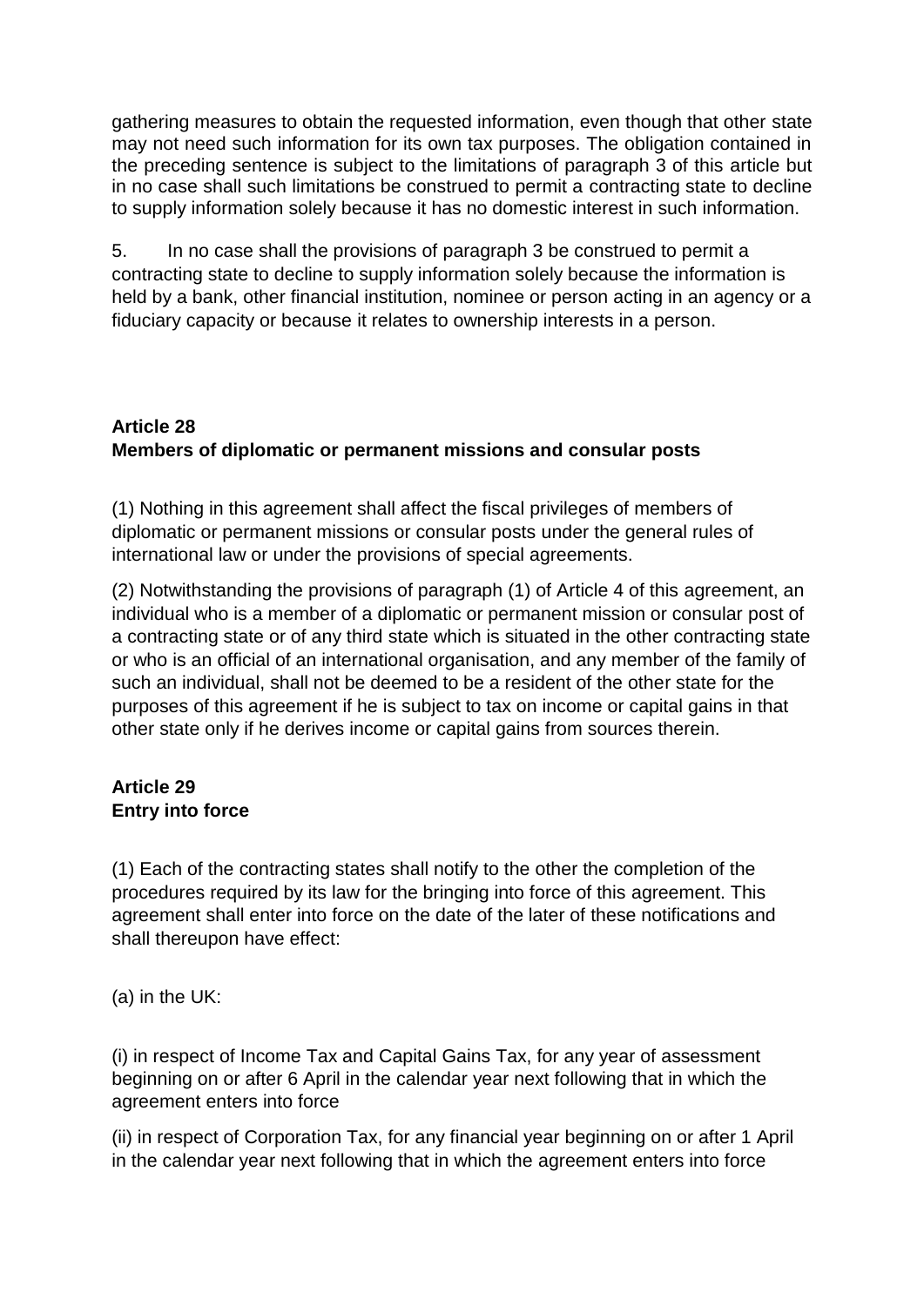gathering measures to obtain the requested information, even though that other state may not need such information for its own tax purposes. The obligation contained in the preceding sentence is subject to the limitations of paragraph 3 of this article but in no case shall such limitations be construed to permit a contracting state to decline to supply information solely because it has no domestic interest in such information.

5. In no case shall the provisions of paragraph 3 be construed to permit a contracting state to decline to supply information solely because the information is held by a bank, other financial institution, nominee or person acting in an agency or a fiduciary capacity or because it relates to ownership interests in a person.

**Article 28**
**Members of diplomatic or permanent missions and consular posts**

(1) Nothing in this agreement shall affect the fiscal privileges of members of diplomatic or permanent missions or consular posts under the general rules of international law or under the provisions of special agreements.

(2) Notwithstanding the provisions of paragraph (1) of Article 4 of this agreement, an individual who is a member of a diplomatic or permanent mission or consular post of a contracting state or of any third state which is situated in the other contracting state or who is an official of an international organisation, and any member of the family of such an individual, shall not be deemed to be a resident of the other state for the purposes of this agreement if he is subject to tax on income or capital gains in that other state only if he derives income or capital gains from sources therein.

**Article 29**
**Entry into force**

(1) Each of the contracting states shall notify to the other the completion of the procedures required by its law for the bringing into force of this agreement. This agreement shall enter into force on the date of the later of these notifications and shall thereupon have effect:

(a) in the UK:

(i) in respect of Income Tax and Capital Gains Tax, for any year of assessment beginning on or after 6 April in the calendar year next following that in which the agreement enters into force

(ii) in respect of Corporation Tax, for any financial year beginning on or after 1 April in the calendar year next following that in which the agreement enters into force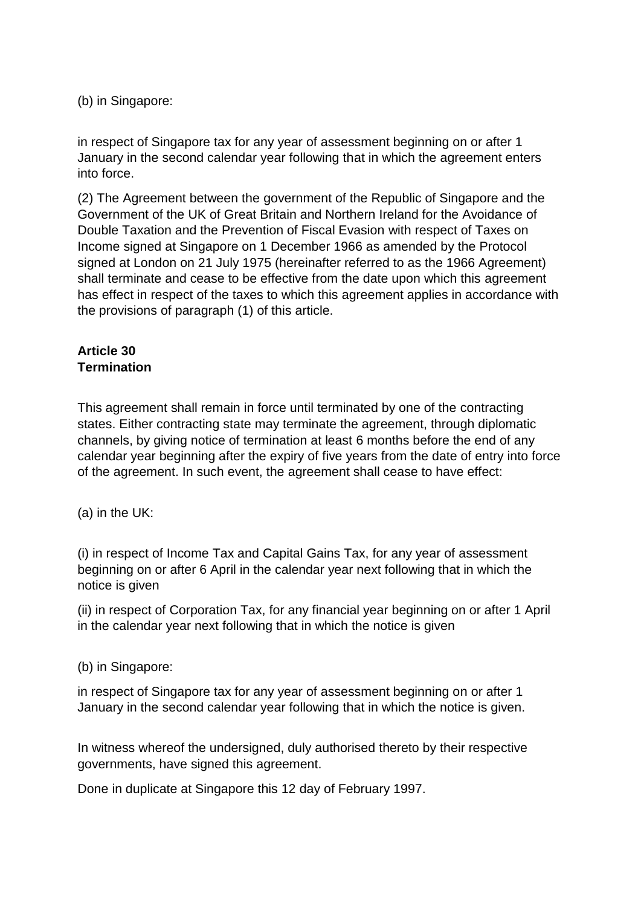(b) in Singapore:

in respect of Singapore tax for any year of assessment beginning on or after 1 January in the second calendar year following that in which the agreement enters into force.

(2) The Agreement between the government of the Republic of Singapore and the Government of the UK of Great Britain and Northern Ireland for the Avoidance of Double Taxation and the Prevention of Fiscal Evasion with respect of Taxes on Income signed at Singapore on 1 December 1966 as amended by the Protocol signed at London on 21 July 1975 (hereinafter referred to as the 1966 Agreement) shall terminate and cease to be effective from the date upon which this agreement has effect in respect of the taxes to which this agreement applies in accordance with the provisions of paragraph (1) of this article.

**Article 30**
**Termination**

This agreement shall remain in force until terminated by one of the contracting states. Either contracting state may terminate the agreement, through diplomatic channels, by giving notice of termination at least 6 months before the end of any calendar year beginning after the expiry of five years from the date of entry into force of the agreement. In such event, the agreement shall cease to have effect:

(a) in the UK:

(i) in respect of Income Tax and Capital Gains Tax, for any year of assessment beginning on or after 6 April in the calendar year next following that in which the notice is given

(ii) in respect of Corporation Tax, for any financial year beginning on or after 1 April in the calendar year next following that in which the notice is given

(b) in Singapore:

in respect of Singapore tax for any year of assessment beginning on or after 1 January in the second calendar year following that in which the notice is given.

In witness whereof the undersigned, duly authorised thereto by their respective governments, have signed this agreement.

Done in duplicate at Singapore this 12 day of February 1997.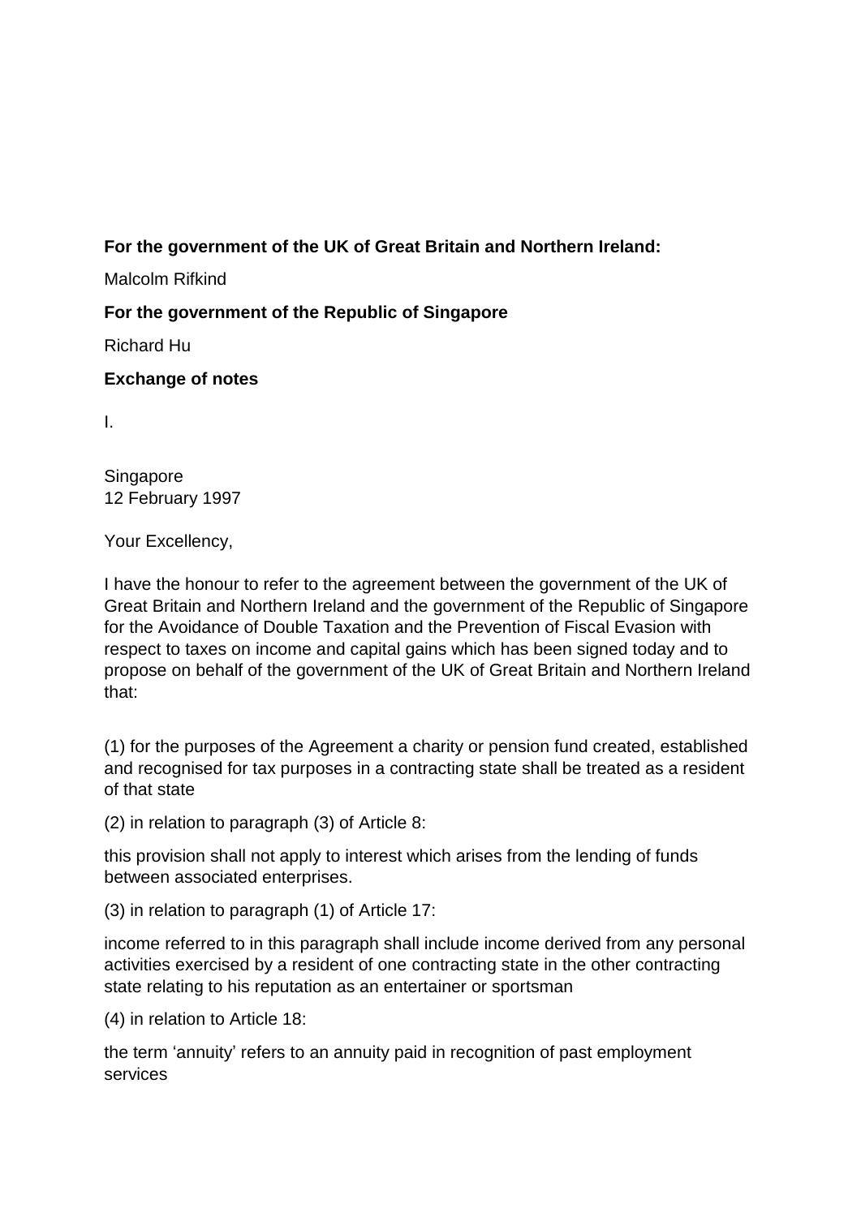**For the government of the UK of Great Britain and Northern Ireland:**

Malcolm Rifkind

**For the government of the Republic of Singapore**

Richard Hu

**Exchange of notes**

I.

Singapore
12 February 1997

Your Excellency,

I have the honour to refer to the agreement between the government of the UK of Great Britain and Northern Ireland and the government of the Republic of Singapore for the Avoidance of Double Taxation and the Prevention of Fiscal Evasion with respect to taxes on income and capital gains which has been signed today and to propose on behalf of the government of the UK of Great Britain and Northern Ireland that:

(1) for the purposes of the Agreement a charity or pension fund created, established and recognised for tax purposes in a contracting state shall be treated as a resident of that state

(2) in relation to paragraph (3) of Article 8:

this provision shall not apply to interest which arises from the lending of funds between associated enterprises.

(3) in relation to paragraph (1) of Article 17:

income referred to in this paragraph shall include income derived from any personal activities exercised by a resident of one contracting state in the other contracting state relating to his reputation as an entertainer or sportsman

(4) in relation to Article 18:

the term ‘annuity’ refers to an annuity paid in recognition of past employment services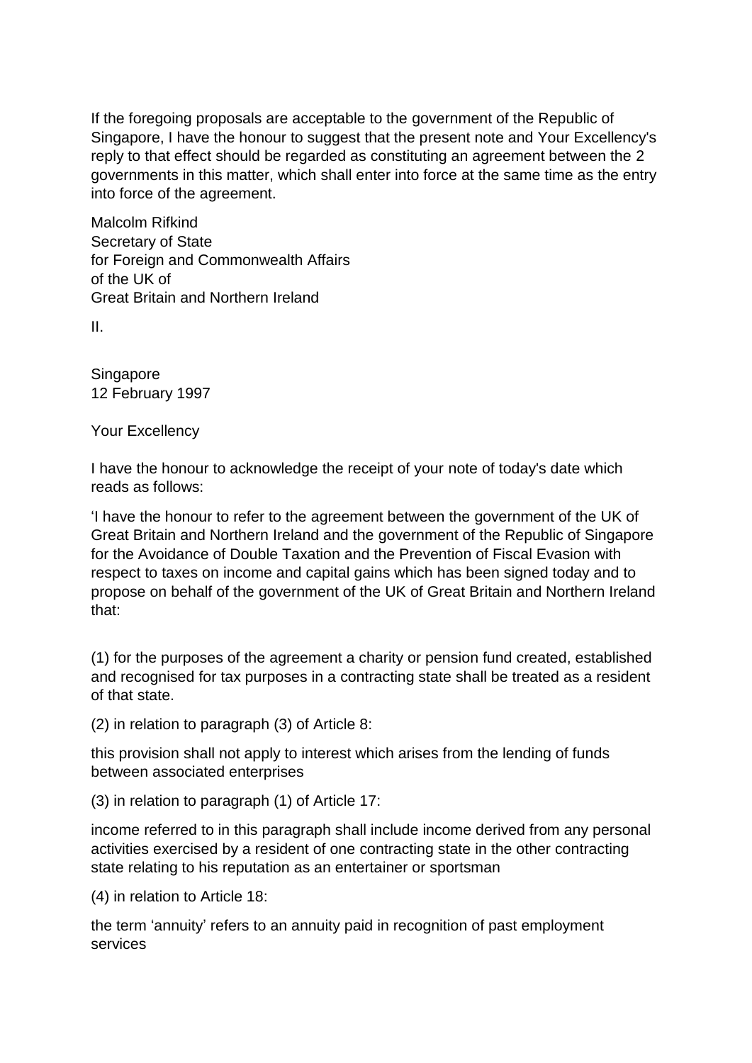If the foregoing proposals are acceptable to the government of the Republic of Singapore, I have the honour to suggest that the present note and Your Excellency's reply to that effect should be regarded as constituting an agreement between the 2 governments in this matter, which shall enter into force at the same time as the entry into force of the agreement.

Malcolm Rifkind
Secretary of State
for Foreign and Commonwealth Affairs
of the UK of
Great Britain and Northern Ireland

II.

Singapore
12 February 1997

Your Excellency

I have the honour to acknowledge the receipt of your note of today's date which reads as follows:

'I have the honour to refer to the agreement between the government of the UK of Great Britain and Northern Ireland and the government of the Republic of Singapore for the Avoidance of Double Taxation and the Prevention of Fiscal Evasion with respect to taxes on income and capital gains which has been signed today and to propose on behalf of the government of the UK of Great Britain and Northern Ireland that:

(1) for the purposes of the agreement a charity or pension fund created, established and recognised for tax purposes in a contracting state shall be treated as a resident of that state.

(2) in relation to paragraph (3) of Article 8:

this provision shall not apply to interest which arises from the lending of funds between associated enterprises

(3) in relation to paragraph (1) of Article 17:

income referred to in this paragraph shall include income derived from any personal activities exercised by a resident of one contracting state in the other contracting state relating to his reputation as an entertainer or sportsman

(4) in relation to Article 18:

the term 'annuity' refers to an annuity paid in recognition of past employment services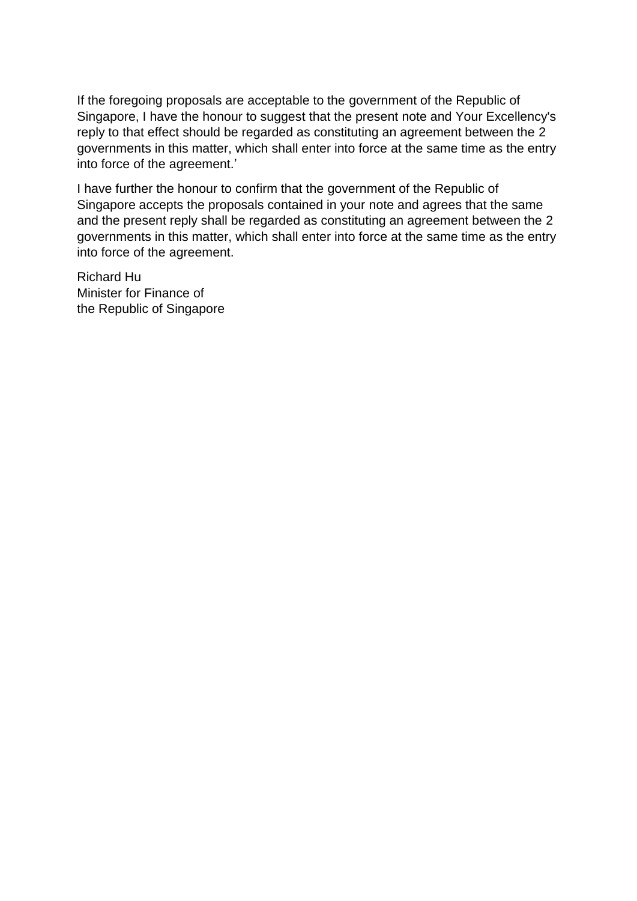If the foregoing proposals are acceptable to the government of the Republic of Singapore, I have the honour to suggest that the present note and Your Excellency's reply to that effect should be regarded as constituting an agreement between the 2 governments in this matter, which shall enter into force at the same time as the entry into force of the agreement.'

I have further the honour to confirm that the government of the Republic of Singapore accepts the proposals contained in your note and agrees that the same and the present reply shall be regarded as constituting an agreement between the 2 governments in this matter, which shall enter into force at the same time as the entry into force of the agreement.

Richard Hu
Minister for Finance of
the Republic of Singapore